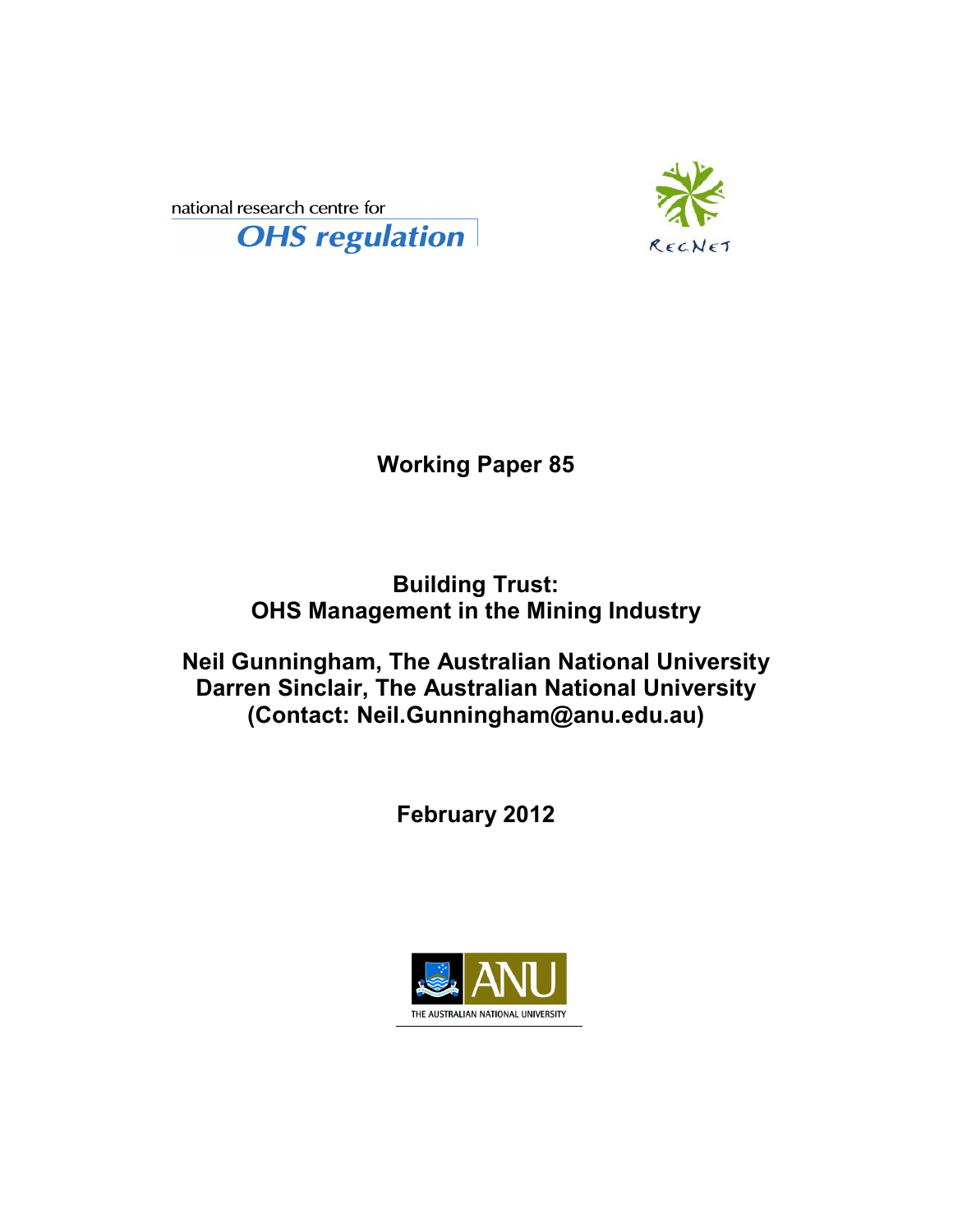national research centre for

**OHS regulation**

RegNet

**Working Paper 85**

# Building Trust: OHS Management in the Mining Industry

**Neil Gunningham, The Australian National University**
**Darren Sinclair, The Australian National University**
**(Contact: Neil.Gunningham@anu.edu.au)**

**February 2012**

ANU THE AUSTRALIAN NATIONAL UNIVERSITY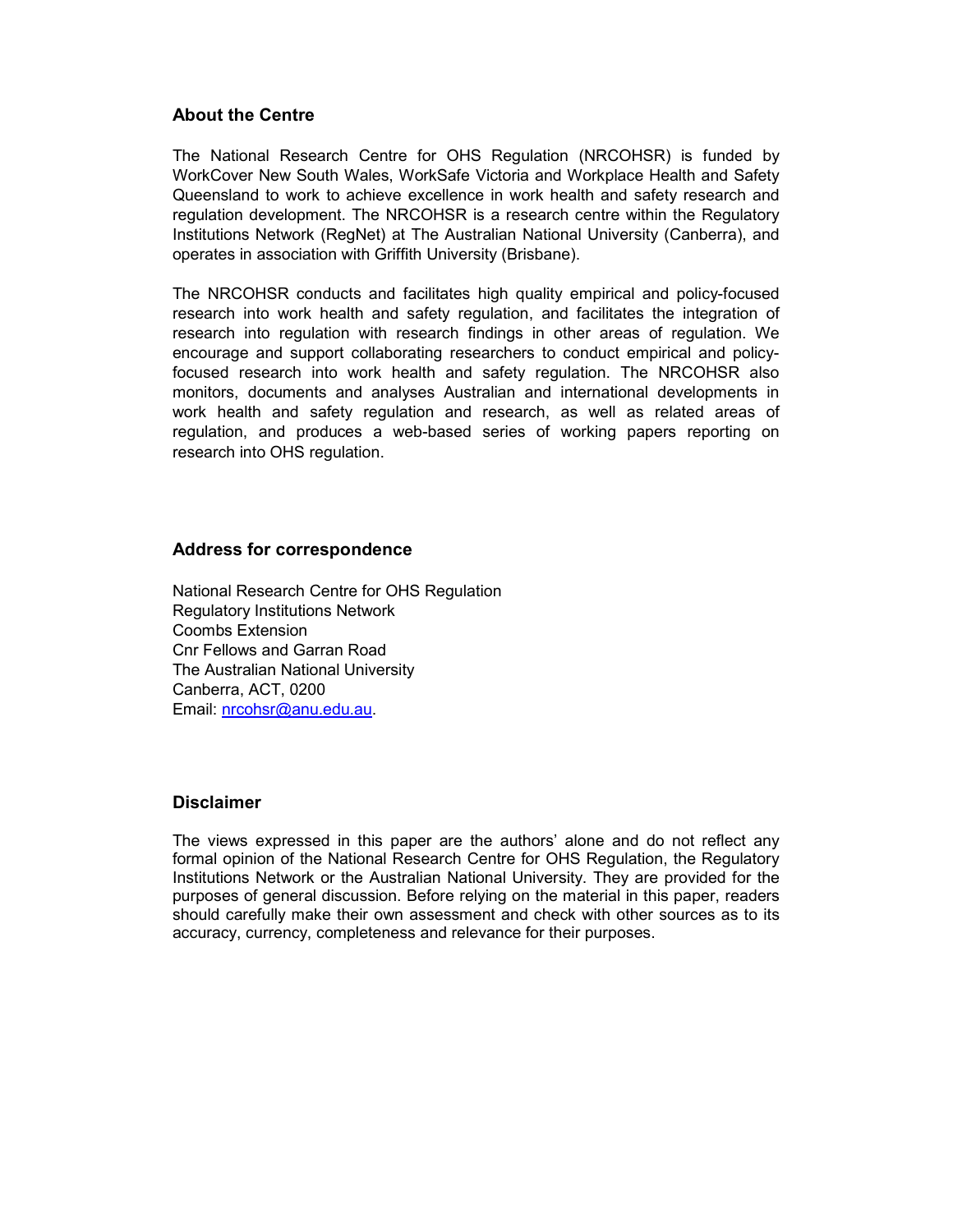## About the Centre

The National Research Centre for OHS Regulation (NRCOHSR) is funded by WorkCover New South Wales, WorkSafe Victoria and Workplace Health and Safety Queensland to work to achieve excellence in work health and safety research and regulation development. The NRCOHSR is a research centre within the Regulatory Institutions Network (RegNet) at The Australian National University (Canberra), and operates in association with Griffith University (Brisbane).

The NRCOHSR conducts and facilitates high quality empirical and policy-focused research into work health and safety regulation, and facilitates the integration of research into regulation with research findings in other areas of regulation. We encourage and support collaborating researchers to conduct empirical and policy-focused research into work health and safety regulation. The NRCOHSR also monitors, documents and analyses Australian and international developments in work health and safety regulation and research, as well as related areas of regulation, and produces a web-based series of working papers reporting on research into OHS regulation.

## Address for correspondence

National Research Centre for OHS Regulation
Regulatory Institutions Network
Coombs Extension
Cnr Fellows and Garran Road
The Australian National University
Canberra, ACT, 0200
Email: nrcohsr@anu.edu.au.

## Disclaimer

The views expressed in this paper are the authors' alone and do not reflect any formal opinion of the National Research Centre for OHS Regulation, the Regulatory Institutions Network or the Australian National University. They are provided for the purposes of general discussion. Before relying on the material in this paper, readers should carefully make their own assessment and check with other sources as to its accuracy, currency, completeness and relevance for their purposes.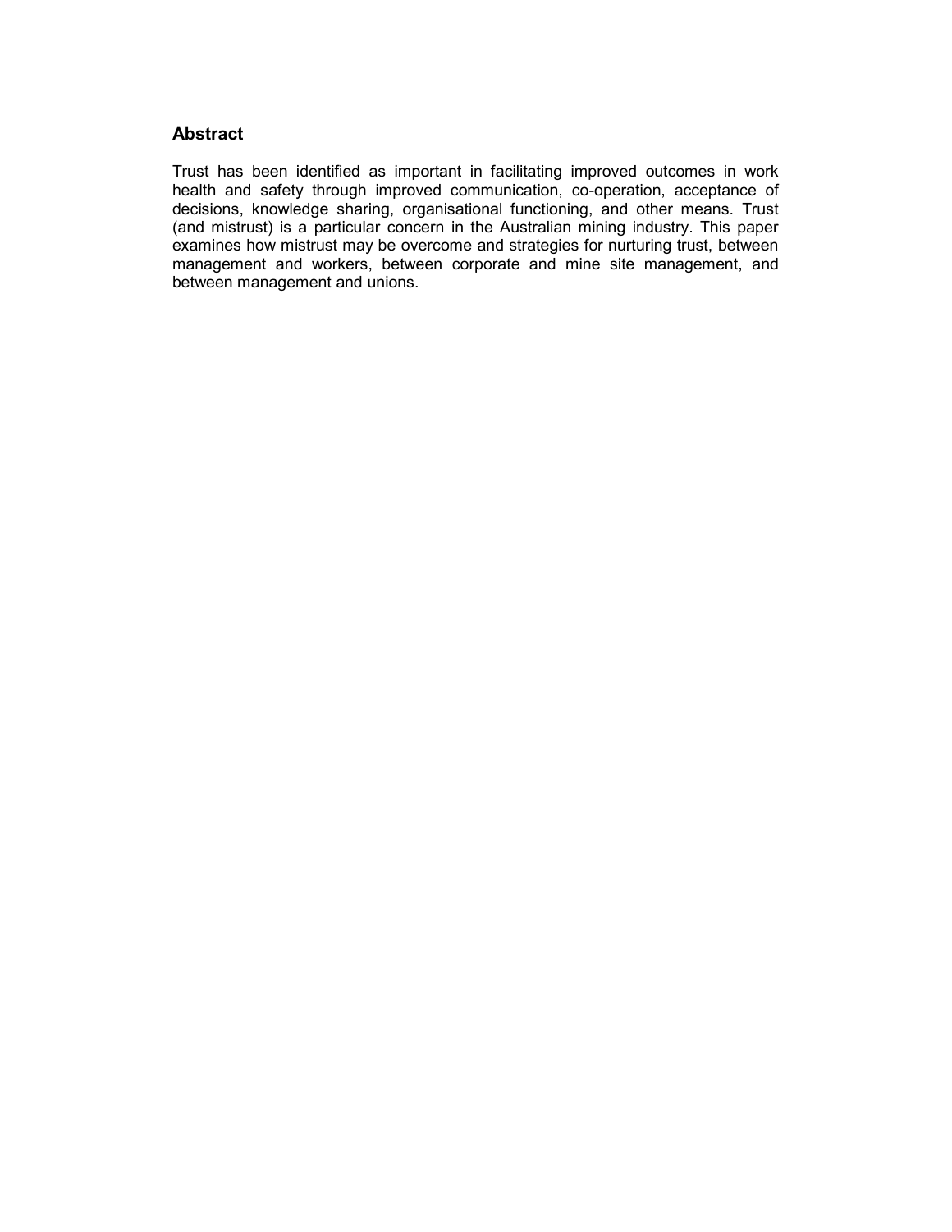## Abstract

Trust has been identified as important in facilitating improved outcomes in work health and safety through improved communication, co-operation, acceptance of decisions, knowledge sharing, organisational functioning, and other means. Trust (and mistrust) is a particular concern in the Australian mining industry. This paper examines how mistrust may be overcome and strategies for nurturing trust, between management and workers, between corporate and mine site management, and between management and unions.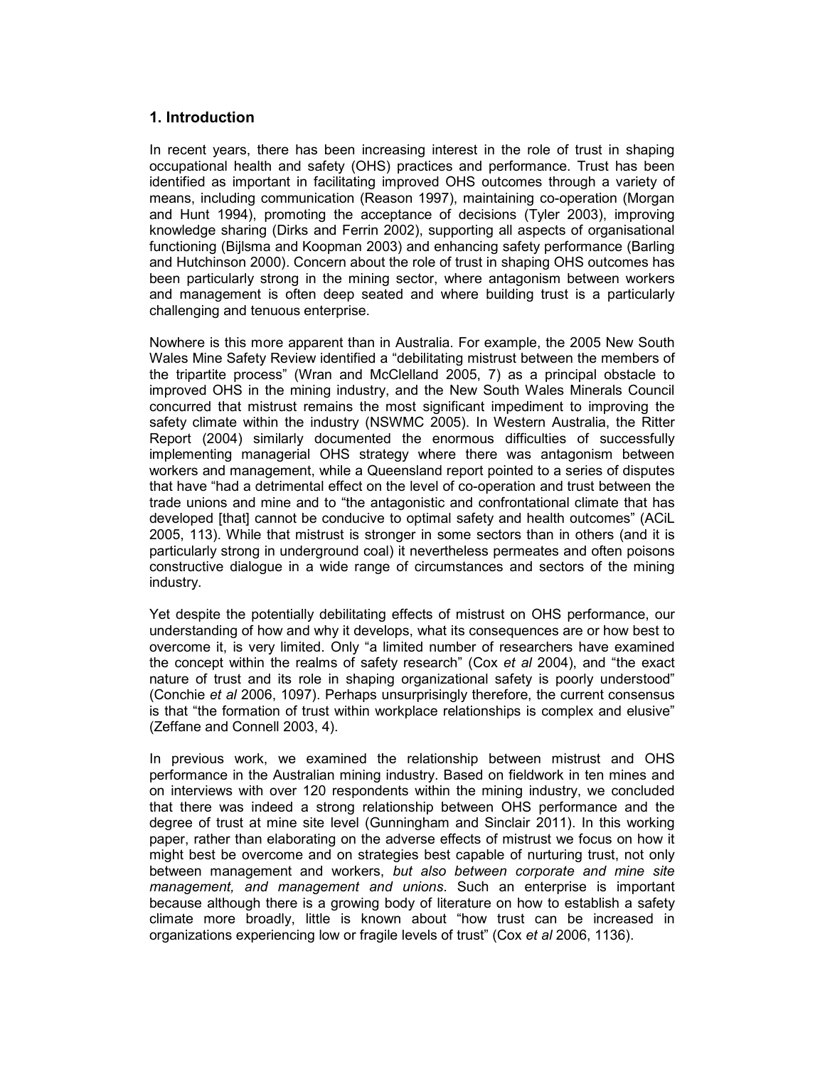## 1. Introduction

In recent years, there has been increasing interest in the role of trust in shaping occupational health and safety (OHS) practices and performance. Trust has been identified as important in facilitating improved OHS outcomes through a variety of means, including communication (Reason 1997), maintaining co-operation (Morgan and Hunt 1994), promoting the acceptance of decisions (Tyler 2003), improving knowledge sharing (Dirks and Ferrin 2002), supporting all aspects of organisational functioning (Bijlsma and Koopman 2003) and enhancing safety performance (Barling and Hutchinson 2000). Concern about the role of trust in shaping OHS outcomes has been particularly strong in the mining sector, where antagonism between workers and management is often deep seated and where building trust is a particularly challenging and tenuous enterprise.

Nowhere is this more apparent than in Australia. For example, the 2005 New South Wales Mine Safety Review identified a "debilitating mistrust between the members of the tripartite process" (Wran and McClelland 2005, 7) as a principal obstacle to improved OHS in the mining industry, and the New South Wales Minerals Council concurred that mistrust remains the most significant impediment to improving the safety climate within the industry (NSWMC 2005). In Western Australia, the Ritter Report (2004) similarly documented the enormous difficulties of successfully implementing managerial OHS strategy where there was antagonism between workers and management, while a Queensland report pointed to a series of disputes that have "had a detrimental effect on the level of co-operation and trust between the trade unions and mine and to "the antagonistic and confrontational climate that has developed [that] cannot be conducive to optimal safety and health outcomes" (ACiL 2005, 113). While that mistrust is stronger in some sectors than in others (and it is particularly strong in underground coal) it nevertheless permeates and often poisons constructive dialogue in a wide range of circumstances and sectors of the mining industry.

Yet despite the potentially debilitating effects of mistrust on OHS performance, our understanding of how and why it develops, what its consequences are or how best to overcome it, is very limited. Only "a limited number of researchers have examined the concept within the realms of safety research" (Cox *et al* 2004), and "the exact nature of trust and its role in shaping organizational safety is poorly understood" (Conchie *et al* 2006, 1097). Perhaps unsurprisingly therefore, the current consensus is that "the formation of trust within workplace relationships is complex and elusive" (Zeffane and Connell 2003, 4).

In previous work, we examined the relationship between mistrust and OHS performance in the Australian mining industry. Based on fieldwork in ten mines and on interviews with over 120 respondents within the mining industry, we concluded that there was indeed a strong relationship between OHS performance and the degree of trust at mine site level (Gunningham and Sinclair 2011). In this working paper, rather than elaborating on the adverse effects of mistrust we focus on how it might best be overcome and on strategies best capable of nurturing trust, not only between management and workers, *but also between corporate and mine site management, and management and unions*. Such an enterprise is important because although there is a growing body of literature on how to establish a safety climate more broadly, little is known about "how trust can be increased in organizations experiencing low or fragile levels of trust" (Cox *et al* 2006, 1136).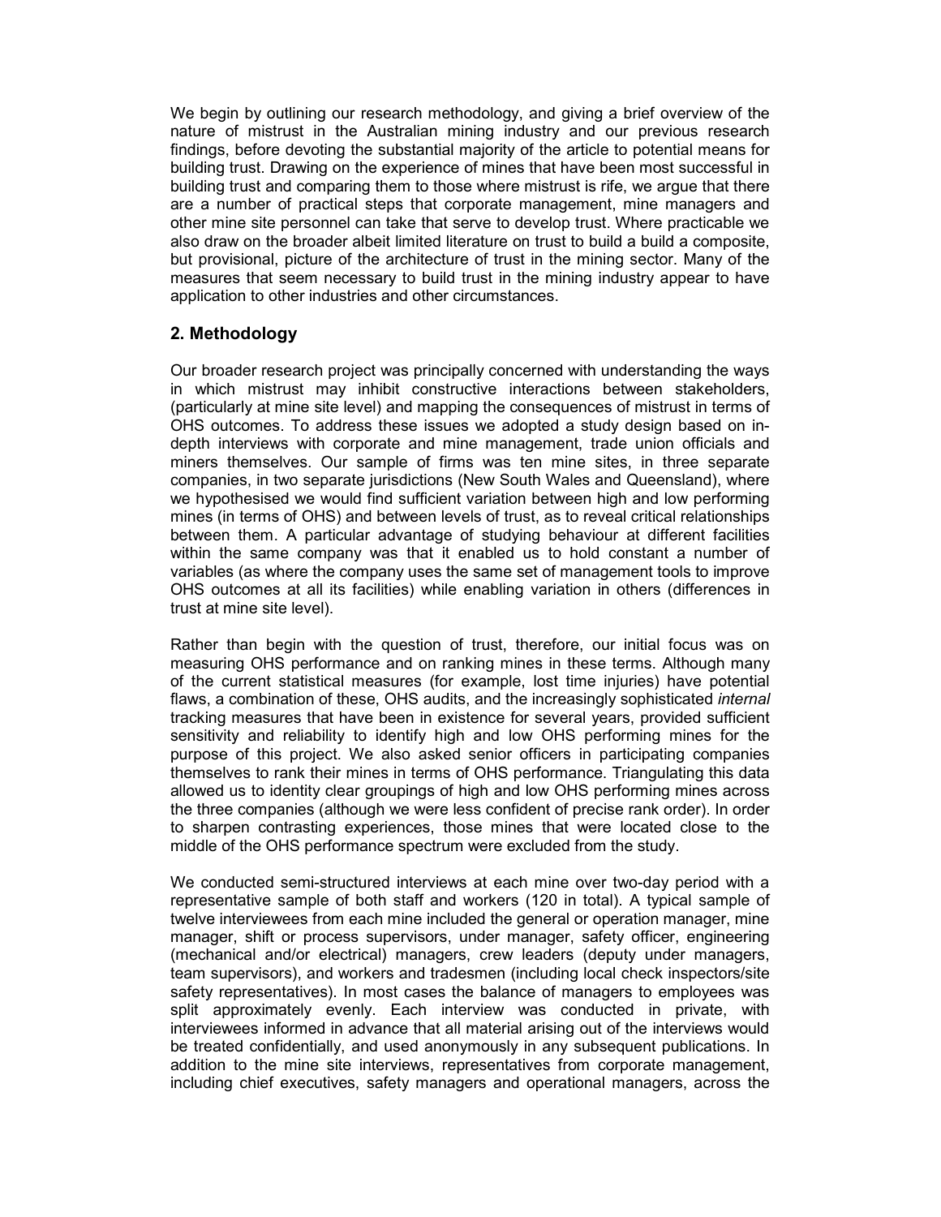We begin by outlining our research methodology, and giving a brief overview of the nature of mistrust in the Australian mining industry and our previous research findings, before devoting the substantial majority of the article to potential means for building trust. Drawing on the experience of mines that have been most successful in building trust and comparing them to those where mistrust is rife, we argue that there are a number of practical steps that corporate management, mine managers and other mine site personnel can take that serve to develop trust. Where practicable we also draw on the broader albeit limited literature on trust to build a build a composite, but provisional, picture of the architecture of trust in the mining sector. Many of the measures that seem necessary to build trust in the mining industry appear to have application to other industries and other circumstances.

## 2. Methodology

Our broader research project was principally concerned with understanding the ways in which mistrust may inhibit constructive interactions between stakeholders, (particularly at mine site level) and mapping the consequences of mistrust in terms of OHS outcomes. To address these issues we adopted a study design based on in-depth interviews with corporate and mine management, trade union officials and miners themselves. Our sample of firms was ten mine sites, in three separate companies, in two separate jurisdictions (New South Wales and Queensland), where we hypothesised we would find sufficient variation between high and low performing mines (in terms of OHS) and between levels of trust, as to reveal critical relationships between them. A particular advantage of studying behaviour at different facilities within the same company was that it enabled us to hold constant a number of variables (as where the company uses the same set of management tools to improve OHS outcomes at all its facilities) while enabling variation in others (differences in trust at mine site level).

Rather than begin with the question of trust, therefore, our initial focus was on measuring OHS performance and on ranking mines in these terms. Although many of the current statistical measures (for example, lost time injuries) have potential flaws, a combination of these, OHS audits, and the increasingly sophisticated *internal* tracking measures that have been in existence for several years, provided sufficient sensitivity and reliability to identify high and low OHS performing mines for the purpose of this project. We also asked senior officers in participating companies themselves to rank their mines in terms of OHS performance. Triangulating this data allowed us to identity clear groupings of high and low OHS performing mines across the three companies (although we were less confident of precise rank order). In order to sharpen contrasting experiences, those mines that were located close to the middle of the OHS performance spectrum were excluded from the study.

We conducted semi-structured interviews at each mine over two-day period with a representative sample of both staff and workers (120 in total). A typical sample of twelve interviewees from each mine included the general or operation manager, mine manager, shift or process supervisors, under manager, safety officer, engineering (mechanical and/or electrical) managers, crew leaders (deputy under managers, team supervisors), and workers and tradesmen (including local check inspectors/site safety representatives). In most cases the balance of managers to employees was split approximately evenly. Each interview was conducted in private, with interviewees informed in advance that all material arising out of the interviews would be treated confidentially, and used anonymously in any subsequent publications. In addition to the mine site interviews, representatives from corporate management, including chief executives, safety managers and operational managers, across the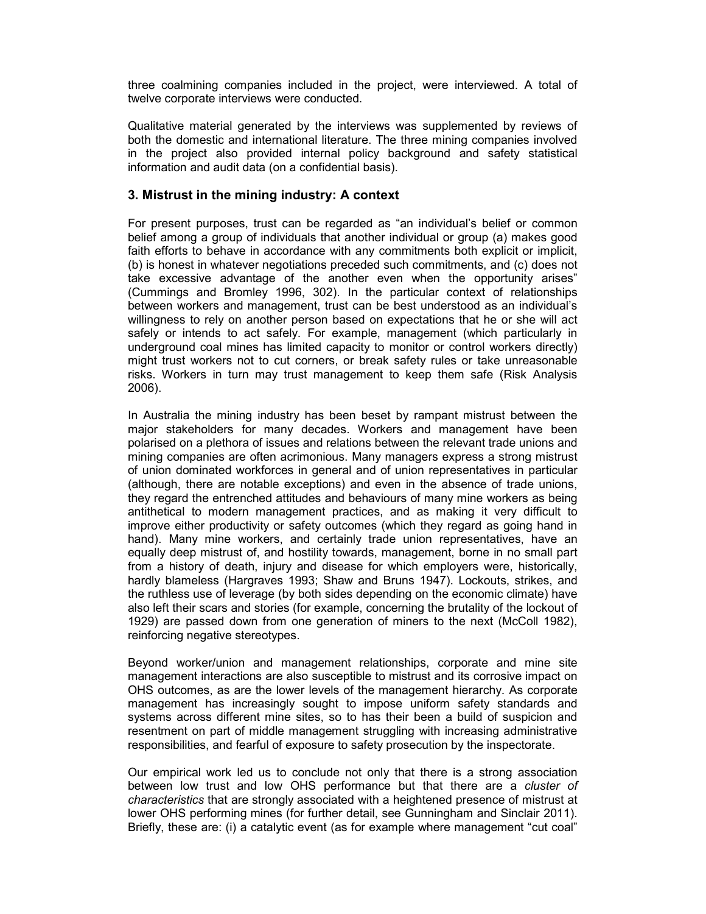three coalmining companies included in the project, were interviewed. A total of twelve corporate interviews were conducted.

Qualitative material generated by the interviews was supplemented by reviews of both the domestic and international literature. The three mining companies involved in the project also provided internal policy background and safety statistical information and audit data (on a confidential basis).

## 3. Mistrust in the mining industry: A context

For present purposes, trust can be regarded as "an individual's belief or common belief among a group of individuals that another individual or group (a) makes good faith efforts to behave in accordance with any commitments both explicit or implicit, (b) is honest in whatever negotiations preceded such commitments, and (c) does not take excessive advantage of the another even when the opportunity arises" (Cummings and Bromley 1996, 302). In the particular context of relationships between workers and management, trust can be best understood as an individual's willingness to rely on another person based on expectations that he or she will act safely or intends to act safely. For example, management (which particularly in underground coal mines has limited capacity to monitor or control workers directly) might trust workers not to cut corners, or break safety rules or take unreasonable risks. Workers in turn may trust management to keep them safe (Risk Analysis 2006).

In Australia the mining industry has been beset by rampant mistrust between the major stakeholders for many decades. Workers and management have been polarised on a plethora of issues and relations between the relevant trade unions and mining companies are often acrimonious. Many managers express a strong mistrust of union dominated workforces in general and of union representatives in particular (although, there are notable exceptions) and even in the absence of trade unions, they regard the entrenched attitudes and behaviours of many mine workers as being antithetical to modern management practices, and as making it very difficult to improve either productivity or safety outcomes (which they regard as going hand in hand). Many mine workers, and certainly trade union representatives, have an equally deep mistrust of, and hostility towards, management, borne in no small part from a history of death, injury and disease for which employers were, historically, hardly blameless (Hargraves 1993; Shaw and Bruns 1947). Lockouts, strikes, and the ruthless use of leverage (by both sides depending on the economic climate) have also left their scars and stories (for example, concerning the brutality of the lockout of 1929) are passed down from one generation of miners to the next (McColl 1982), reinforcing negative stereotypes.

Beyond worker/union and management relationships, corporate and mine site management interactions are also susceptible to mistrust and its corrosive impact on OHS outcomes, as are the lower levels of the management hierarchy. As corporate management has increasingly sought to impose uniform safety standards and systems across different mine sites, so to has their been a build of suspicion and resentment on part of middle management struggling with increasing administrative responsibilities, and fearful of exposure to safety prosecution by the inspectorate.

Our empirical work led us to conclude not only that there is a strong association between low trust and low OHS performance but that there are a *cluster of characteristics* that are strongly associated with a heightened presence of mistrust at lower OHS performing mines (for further detail, see Gunningham and Sinclair 2011). Briefly, these are: (i) a catalytic event (as for example where management "cut coal"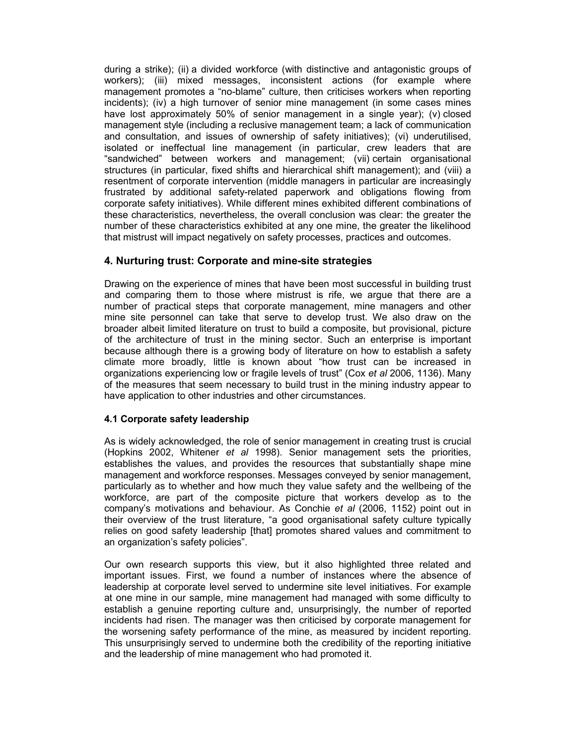during a strike); (ii) a divided workforce (with distinctive and antagonistic groups of workers); (iii) mixed messages, inconsistent actions (for example where management promotes a "no-blame" culture, then criticises workers when reporting incidents); (iv) a high turnover of senior mine management (in some cases mines have lost approximately 50% of senior management in a single year); (v) closed management style (including a reclusive management team; a lack of communication and consultation, and issues of ownership of safety initiatives); (vi) underutilised, isolated or ineffectual line management (in particular, crew leaders that are "sandwiched" between workers and management; (vii) certain organisational structures (in particular, fixed shifts and hierarchical shift management); and (viii) a resentment of corporate intervention (middle managers in particular are increasingly frustrated by additional safety-related paperwork and obligations flowing from corporate safety initiatives). While different mines exhibited different combinations of these characteristics, nevertheless, the overall conclusion was clear: the greater the number of these characteristics exhibited at any one mine, the greater the likelihood that mistrust will impact negatively on safety processes, practices and outcomes.

## 4. Nurturing trust: Corporate and mine-site strategies

Drawing on the experience of mines that have been most successful in building trust and comparing them to those where mistrust is rife, we argue that there are a number of practical steps that corporate management, mine managers and other mine site personnel can take that serve to develop trust. We also draw on the broader albeit limited literature on trust to build a composite, but provisional, picture of the architecture of trust in the mining sector. Such an enterprise is important because although there is a growing body of literature on how to establish a safety climate more broadly, little is known about "how trust can be increased in organizations experiencing low or fragile levels of trust" (Cox *et al* 2006, 1136). Many of the measures that seem necessary to build trust in the mining industry appear to have application to other industries and other circumstances.

### 4.1 Corporate safety leadership

As is widely acknowledged, the role of senior management in creating trust is crucial (Hopkins 2002, Whitener *et al* 1998). Senior management sets the priorities, establishes the values, and provides the resources that substantially shape mine management and workforce responses. Messages conveyed by senior management, particularly as to whether and how much they value safety and the wellbeing of the workforce, are part of the composite picture that workers develop as to the company's motivations and behaviour. As Conchie *et al* (2006, 1152) point out in their overview of the trust literature, "a good organisational safety culture typically relies on good safety leadership [that] promotes shared values and commitment to an organization's safety policies".

Our own research supports this view, but it also highlighted three related and important issues. First, we found a number of instances where the absence of leadership at corporate level served to undermine site level initiatives. For example at one mine in our sample, mine management had managed with some difficulty to establish a genuine reporting culture and, unsurprisingly, the number of reported incidents had risen. The manager was then criticised by corporate management for the worsening safety performance of the mine, as measured by incident reporting. This unsurprisingly served to undermine both the credibility of the reporting initiative and the leadership of mine management who had promoted it.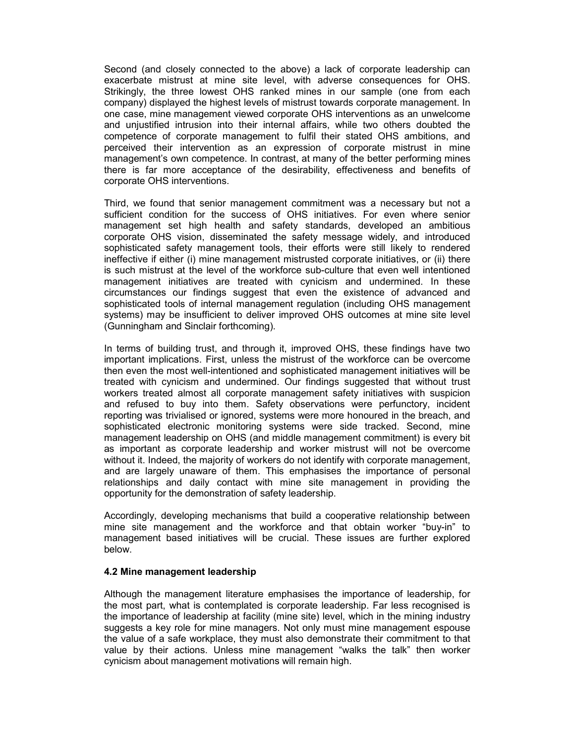Second (and closely connected to the above) a lack of corporate leadership can exacerbate mistrust at mine site level, with adverse consequences for OHS. Strikingly, the three lowest OHS ranked mines in our sample (one from each company) displayed the highest levels of mistrust towards corporate management. In one case, mine management viewed corporate OHS interventions as an unwelcome and unjustified intrusion into their internal affairs, while two others doubted the competence of corporate management to fulfil their stated OHS ambitions, and perceived their intervention as an expression of corporate mistrust in mine management's own competence. In contrast, at many of the better performing mines there is far more acceptance of the desirability, effectiveness and benefits of corporate OHS interventions.

Third, we found that senior management commitment was a necessary but not a sufficient condition for the success of OHS initiatives. For even where senior management set high health and safety standards, developed an ambitious corporate OHS vision, disseminated the safety message widely, and introduced sophisticated safety management tools, their efforts were still likely to rendered ineffective if either (i) mine management mistrusted corporate initiatives, or (ii) there is such mistrust at the level of the workforce sub-culture that even well intentioned management initiatives are treated with cynicism and undermined. In these circumstances our findings suggest that even the existence of advanced and sophisticated tools of internal management regulation (including OHS management systems) may be insufficient to deliver improved OHS outcomes at mine site level (Gunningham and Sinclair forthcoming).

In terms of building trust, and through it, improved OHS, these findings have two important implications. First, unless the mistrust of the workforce can be overcome then even the most well-intentioned and sophisticated management initiatives will be treated with cynicism and undermined. Our findings suggested that without trust workers treated almost all corporate management safety initiatives with suspicion and refused to buy into them. Safety observations were perfunctory, incident reporting was trivialised or ignored, systems were more honoured in the breach, and sophisticated electronic monitoring systems were side tracked. Second, mine management leadership on OHS (and middle management commitment) is every bit as important as corporate leadership and worker mistrust will not be overcome without it. Indeed, the majority of workers do not identify with corporate management, and are largely unaware of them. This emphasises the importance of personal relationships and daily contact with mine site management in providing the opportunity for the demonstration of safety leadership.

Accordingly, developing mechanisms that build a cooperative relationship between mine site management and the workforce and that obtain worker "buy-in" to management based initiatives will be crucial. These issues are further explored below.

### 4.2 Mine management leadership

Although the management literature emphasises the importance of leadership, for the most part, what is contemplated is corporate leadership. Far less recognised is the importance of leadership at facility (mine site) level, which in the mining industry suggests a key role for mine managers. Not only must mine management espouse the value of a safe workplace, they must also demonstrate their commitment to that value by their actions. Unless mine management "walks the talk" then worker cynicism about management motivations will remain high.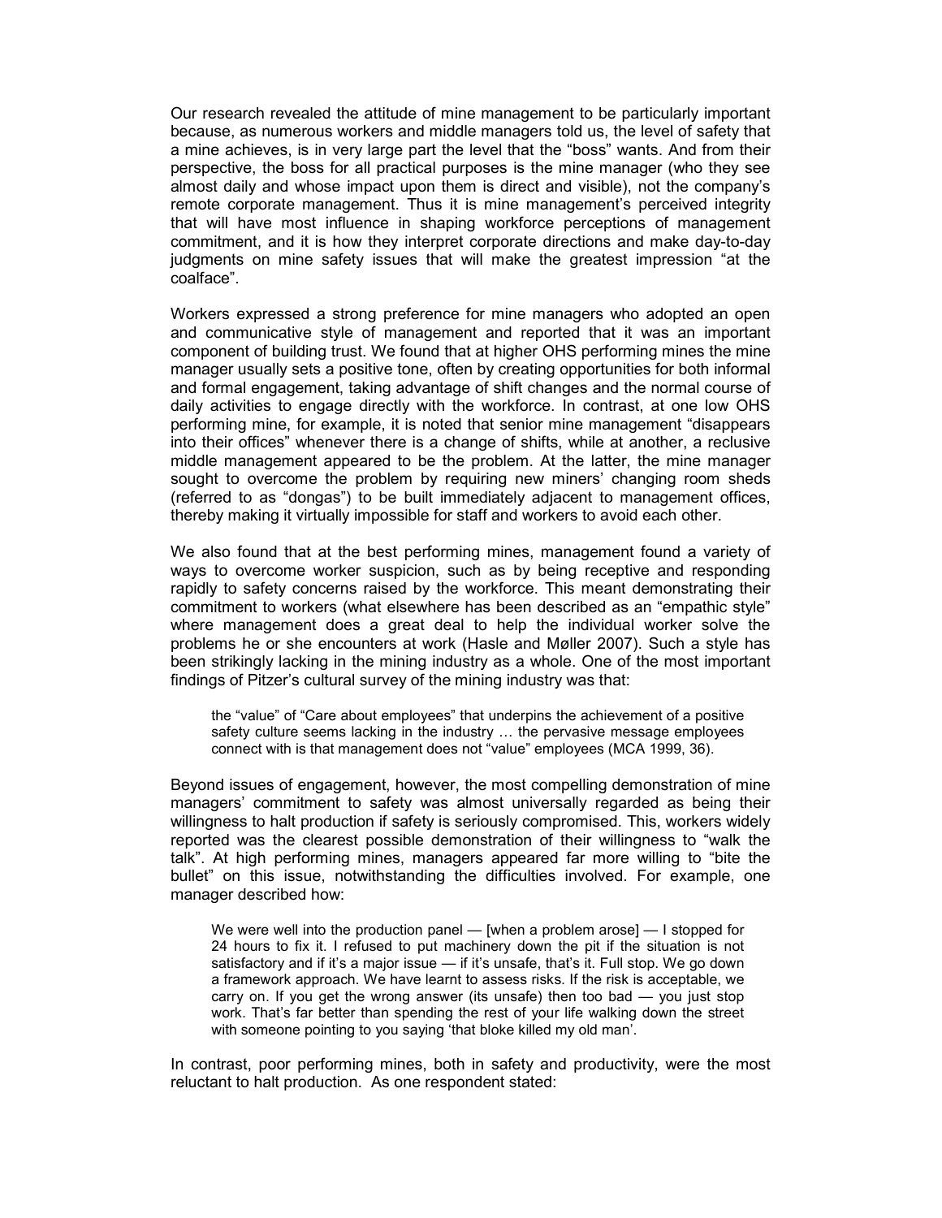Our research revealed the attitude of mine management to be particularly important because, as numerous workers and middle managers told us, the level of safety that a mine achieves, is in very large part the level that the "boss" wants. And from their perspective, the boss for all practical purposes is the mine manager (who they see almost daily and whose impact upon them is direct and visible), not the company's remote corporate management. Thus it is mine management's perceived integrity that will have most influence in shaping workforce perceptions of management commitment, and it is how they interpret corporate directions and make day-to-day judgments on mine safety issues that will make the greatest impression "at the coalface".

Workers expressed a strong preference for mine managers who adopted an open and communicative style of management and reported that it was an important component of building trust. We found that at higher OHS performing mines the mine manager usually sets a positive tone, often by creating opportunities for both informal and formal engagement, taking advantage of shift changes and the normal course of daily activities to engage directly with the workforce. In contrast, at one low OHS performing mine, for example, it is noted that senior mine management "disappears into their offices" whenever there is a change of shifts, while at another, a reclusive middle management appeared to be the problem. At the latter, the mine manager sought to overcome the problem by requiring new miners' changing room sheds (referred to as "dongas") to be built immediately adjacent to management offices, thereby making it virtually impossible for staff and workers to avoid each other.

We also found that at the best performing mines, management found a variety of ways to overcome worker suspicion, such as by being receptive and responding rapidly to safety concerns raised by the workforce. This meant demonstrating their commitment to workers (what elsewhere has been described as an "empathic style" where management does a great deal to help the individual worker solve the problems he or she encounters at work (Hasle and Møller 2007). Such a style has been strikingly lacking in the mining industry as a whole. One of the most important findings of Pitzer's cultural survey of the mining industry was that:

> the "value" of "Care about employees" that underpins the achievement of a positive safety culture seems lacking in the industry … the pervasive message employees connect with is that management does not "value" employees (MCA 1999, 36).

Beyond issues of engagement, however, the most compelling demonstration of mine managers' commitment to safety was almost universally regarded as being their willingness to halt production if safety is seriously compromised. This, workers widely reported was the clearest possible demonstration of their willingness to "walk the talk". At high performing mines, managers appeared far more willing to "bite the bullet" on this issue, notwithstanding the difficulties involved. For example, one manager described how:

> We were well into the production panel — [when a problem arose] — I stopped for 24 hours to fix it. I refused to put machinery down the pit if the situation is not satisfactory and if it's a major issue — if it's unsafe, that's it. Full stop. We go down a framework approach. We have learnt to assess risks. If the risk is acceptable, we carry on. If you get the wrong answer (its unsafe) then too bad — you just stop work. That's far better than spending the rest of your life walking down the street with someone pointing to you saying 'that bloke killed my old man'.

In contrast, poor performing mines, both in safety and productivity, were the most reluctant to halt production. As one respondent stated: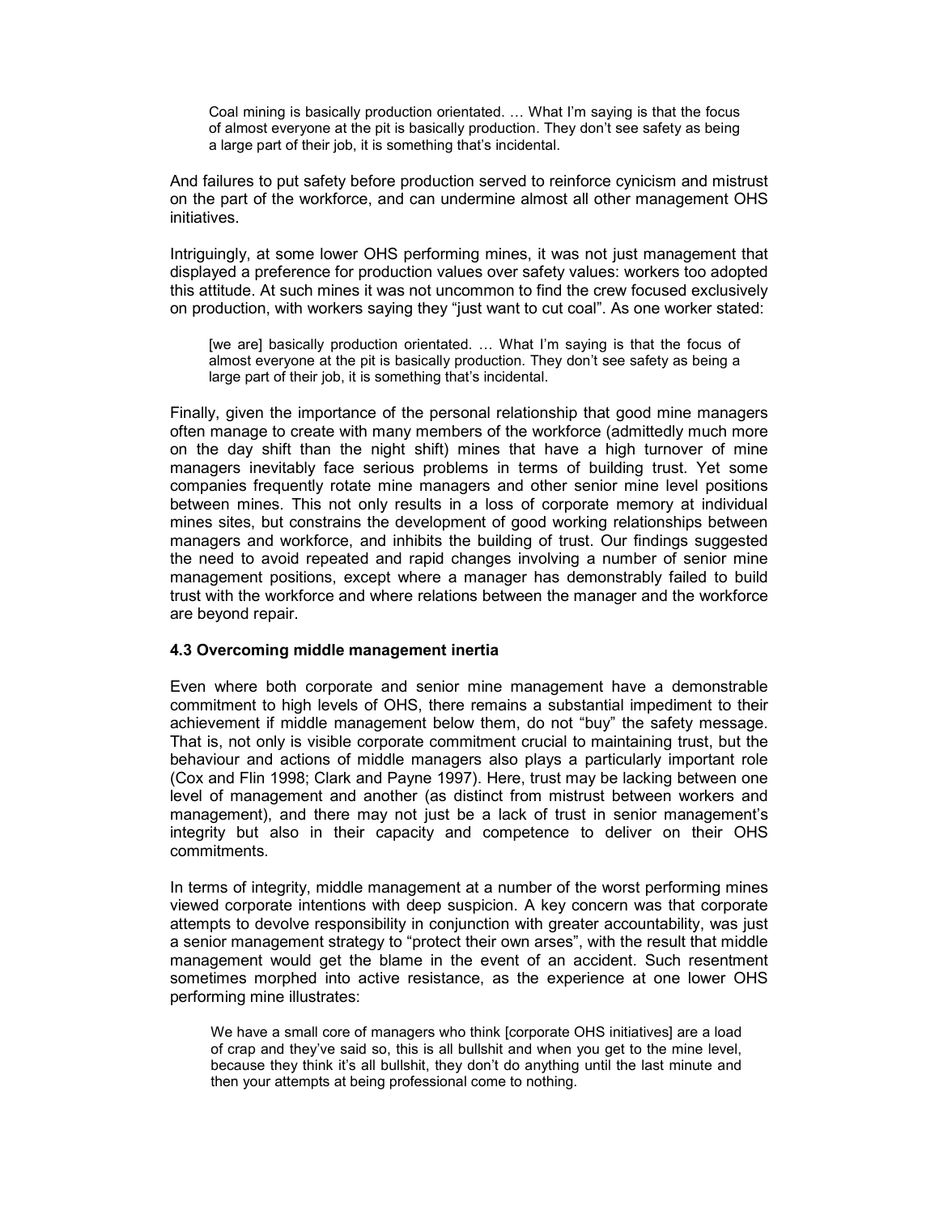> Coal mining is basically production orientated. … What I'm saying is that the focus of almost everyone at the pit is basically production. They don't see safety as being a large part of their job, it is something that's incidental.

And failures to put safety before production served to reinforce cynicism and mistrust on the part of the workforce, and can undermine almost all other management OHS initiatives.

Intriguingly, at some lower OHS performing mines, it was not just management that displayed a preference for production values over safety values: workers too adopted this attitude. At such mines it was not uncommon to find the crew focused exclusively on production, with workers saying they "just want to cut coal". As one worker stated:

> [we are] basically production orientated. … What I'm saying is that the focus of almost everyone at the pit is basically production. They don't see safety as being a large part of their job, it is something that's incidental.

Finally, given the importance of the personal relationship that good mine managers often manage to create with many members of the workforce (admittedly much more on the day shift than the night shift) mines that have a high turnover of mine managers inevitably face serious problems in terms of building trust. Yet some companies frequently rotate mine managers and other senior mine level positions between mines. This not only results in a loss of corporate memory at individual mines sites, but constrains the development of good working relationships between managers and workforce, and inhibits the building of trust. Our findings suggested the need to avoid repeated and rapid changes involving a number of senior mine management positions, except where a manager has demonstrably failed to build trust with the workforce and where relations between the manager and the workforce are beyond repair.

### 4.3 Overcoming middle management inertia

Even where both corporate and senior mine management have a demonstrable commitment to high levels of OHS, there remains a substantial impediment to their achievement if middle management below them, do not "buy" the safety message. That is, not only is visible corporate commitment crucial to maintaining trust, but the behaviour and actions of middle managers also plays a particularly important role (Cox and Flin 1998; Clark and Payne 1997). Here, trust may be lacking between one level of management and another (as distinct from mistrust between workers and management), and there may not just be a lack of trust in senior management's integrity but also in their capacity and competence to deliver on their OHS commitments.

In terms of integrity, middle management at a number of the worst performing mines viewed corporate intentions with deep suspicion. A key concern was that corporate attempts to devolve responsibility in conjunction with greater accountability, was just a senior management strategy to "protect their own arses", with the result that middle management would get the blame in the event of an accident. Such resentment sometimes morphed into active resistance, as the experience at one lower OHS performing mine illustrates:

> We have a small core of managers who think [corporate OHS initiatives] are a load of crap and they've said so, this is all bullshit and when you get to the mine level, because they think it's all bullshit, they don't do anything until the last minute and then your attempts at being professional come to nothing.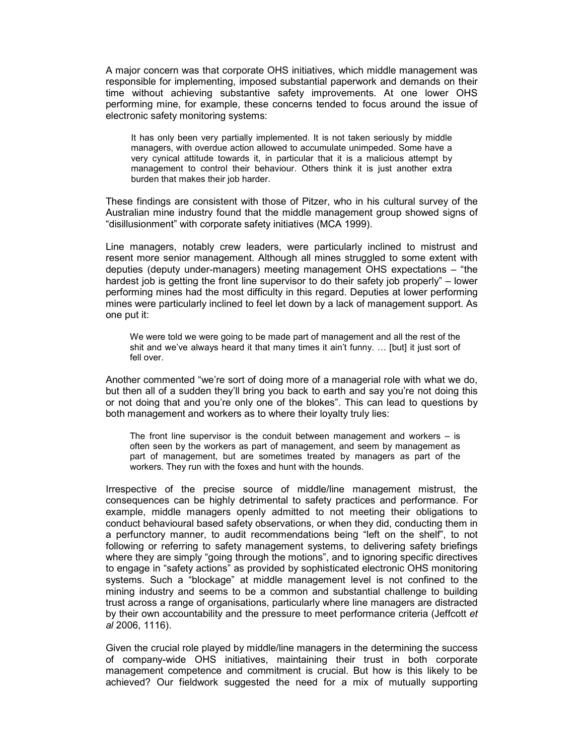A major concern was that corporate OHS initiatives, which middle management was responsible for implementing, imposed substantial paperwork and demands on their time without achieving substantive safety improvements. At one lower OHS performing mine, for example, these concerns tended to focus around the issue of electronic safety monitoring systems:

> It has only been very partially implemented. It is not taken seriously by middle managers, with overdue action allowed to accumulate unimpeded. Some have a very cynical attitude towards it, in particular that it is a malicious attempt by management to control their behaviour. Others think it is just another extra burden that makes their job harder.

These findings are consistent with those of Pitzer, who in his cultural survey of the Australian mine industry found that the middle management group showed signs of "disillusionment" with corporate safety initiatives (MCA 1999).

Line managers, notably crew leaders, were particularly inclined to mistrust and resent more senior management. Although all mines struggled to some extent with deputies (deputy under-managers) meeting management OHS expectations – "the hardest job is getting the front line supervisor to do their safety job properly" – lower performing mines had the most difficulty in this regard. Deputies at lower performing mines were particularly inclined to feel let down by a lack of management support. As one put it:

> We were told we were going to be made part of management and all the rest of the shit and we've always heard it that many times it ain't funny. … [but] it just sort of fell over.

Another commented "we're sort of doing more of a managerial role with what we do, but then all of a sudden they'll bring you back to earth and say you're not doing this or not doing that and you're only one of the blokes". This can lead to questions by both management and workers as to where their loyalty truly lies:

> The front line supervisor is the conduit between management and workers – is often seen by the workers as part of management, and seem by management as part of management, but are sometimes treated by managers as part of the workers. They run with the foxes and hunt with the hounds.

Irrespective of the precise source of middle/line management mistrust, the consequences can be highly detrimental to safety practices and performance. For example, middle managers openly admitted to not meeting their obligations to conduct behavioural based safety observations, or when they did, conducting them in a perfunctory manner, to audit recommendations being "left on the shelf", to not following or referring to safety management systems, to delivering safety briefings where they are simply "going through the motions", and to ignoring specific directives to engage in "safety actions" as provided by sophisticated electronic OHS monitoring systems. Such a "blockage" at middle management level is not confined to the mining industry and seems to be a common and substantial challenge to building trust across a range of organisations, particularly where line managers are distracted by their own accountability and the pressure to meet performance criteria (Jeffcott *et al* 2006, 1116).

Given the crucial role played by middle/line managers in the determining the success of company-wide OHS initiatives, maintaining their trust in both corporate management competence and commitment is crucial. But how is this likely to be achieved? Our fieldwork suggested the need for a mix of mutually supporting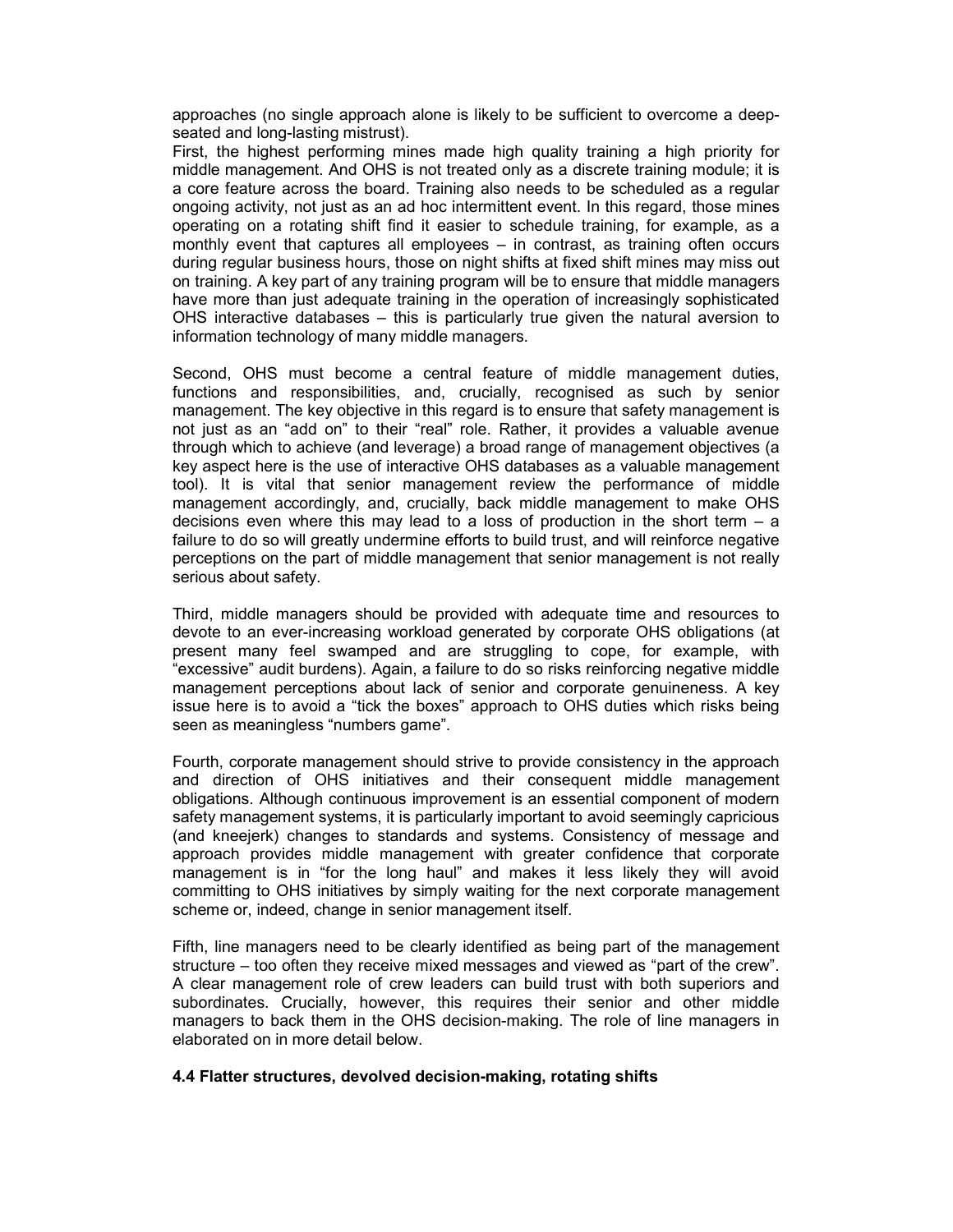approaches (no single approach alone is likely to be sufficient to overcome a deep-seated and long-lasting mistrust).

First, the highest performing mines made high quality training a high priority for middle management. And OHS is not treated only as a discrete training module; it is a core feature across the board. Training also needs to be scheduled as a regular ongoing activity, not just as an ad hoc intermittent event. In this regard, those mines operating on a rotating shift find it easier to schedule training, for example, as a monthly event that captures all employees – in contrast, as training often occurs during regular business hours, those on night shifts at fixed shift mines may miss out on training. A key part of any training program will be to ensure that middle managers have more than just adequate training in the operation of increasingly sophisticated OHS interactive databases – this is particularly true given the natural aversion to information technology of many middle managers.

Second, OHS must become a central feature of middle management duties, functions and responsibilities, and, crucially, recognised as such by senior management. The key objective in this regard is to ensure that safety management is not just as an "add on" to their "real" role. Rather, it provides a valuable avenue through which to achieve (and leverage) a broad range of management objectives (a key aspect here is the use of interactive OHS databases as a valuable management tool). It is vital that senior management review the performance of middle management accordingly, and, crucially, back middle management to make OHS decisions even where this may lead to a loss of production in the short term – a failure to do so will greatly undermine efforts to build trust, and will reinforce negative perceptions on the part of middle management that senior management is not really serious about safety.

Third, middle managers should be provided with adequate time and resources to devote to an ever-increasing workload generated by corporate OHS obligations (at present many feel swamped and are struggling to cope, for example, with "excessive" audit burdens). Again, a failure to do so risks reinforcing negative middle management perceptions about lack of senior and corporate genuineness. A key issue here is to avoid a "tick the boxes" approach to OHS duties which risks being seen as meaningless "numbers game".

Fourth, corporate management should strive to provide consistency in the approach and direction of OHS initiatives and their consequent middle management obligations. Although continuous improvement is an essential component of modern safety management systems, it is particularly important to avoid seemingly capricious (and kneejerk) changes to standards and systems. Consistency of message and approach provides middle management with greater confidence that corporate management is in "for the long haul" and makes it less likely they will avoid committing to OHS initiatives by simply waiting for the next corporate management scheme or, indeed, change in senior management itself.

Fifth, line managers need to be clearly identified as being part of the management structure – too often they receive mixed messages and viewed as "part of the crew". A clear management role of crew leaders can build trust with both superiors and subordinates. Crucially, however, this requires their senior and other middle managers to back them in the OHS decision-making. The role of line managers in elaborated on in more detail below.

### 4.4 Flatter structures, devolved decision-making, rotating shifts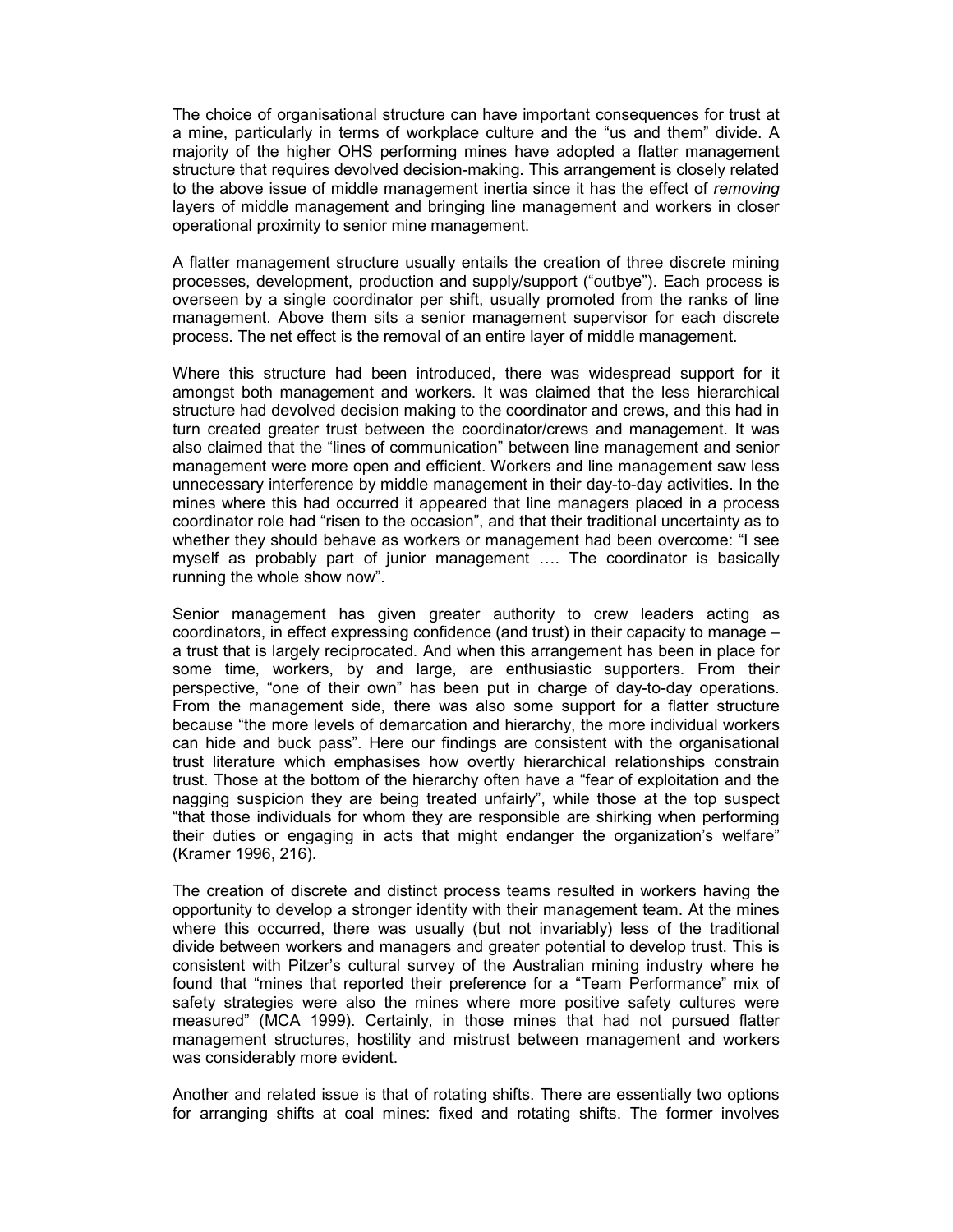The choice of organisational structure can have important consequences for trust at a mine, particularly in terms of workplace culture and the "us and them" divide. A majority of the higher OHS performing mines have adopted a flatter management structure that requires devolved decision-making. This arrangement is closely related to the above issue of middle management inertia since it has the effect of *removing* layers of middle management and bringing line management and workers in closer operational proximity to senior mine management.

A flatter management structure usually entails the creation of three discrete mining processes, development, production and supply/support ("outbye"). Each process is overseen by a single coordinator per shift, usually promoted from the ranks of line management. Above them sits a senior management supervisor for each discrete process. The net effect is the removal of an entire layer of middle management.

Where this structure had been introduced, there was widespread support for it amongst both management and workers. It was claimed that the less hierarchical structure had devolved decision making to the coordinator and crews, and this had in turn created greater trust between the coordinator/crews and management. It was also claimed that the "lines of communication" between line management and senior management were more open and efficient. Workers and line management saw less unnecessary interference by middle management in their day-to-day activities. In the mines where this had occurred it appeared that line managers placed in a process coordinator role had "risen to the occasion", and that their traditional uncertainty as to whether they should behave as workers or management had been overcome: "I see myself as probably part of junior management …. The coordinator is basically running the whole show now".

Senior management has given greater authority to crew leaders acting as coordinators, in effect expressing confidence (and trust) in their capacity to manage – a trust that is largely reciprocated. And when this arrangement has been in place for some time, workers, by and large, are enthusiastic supporters. From their perspective, "one of their own" has been put in charge of day-to-day operations. From the management side, there was also some support for a flatter structure because "the more levels of demarcation and hierarchy, the more individual workers can hide and buck pass". Here our findings are consistent with the organisational trust literature which emphasises how overtly hierarchical relationships constrain trust. Those at the bottom of the hierarchy often have a "fear of exploitation and the nagging suspicion they are being treated unfairly", while those at the top suspect "that those individuals for whom they are responsible are shirking when performing their duties or engaging in acts that might endanger the organization's welfare" (Kramer 1996, 216).

The creation of discrete and distinct process teams resulted in workers having the opportunity to develop a stronger identity with their management team. At the mines where this occurred, there was usually (but not invariably) less of the traditional divide between workers and managers and greater potential to develop trust. This is consistent with Pitzer's cultural survey of the Australian mining industry where he found that "mines that reported their preference for a "Team Performance" mix of safety strategies were also the mines where more positive safety cultures were measured" (MCA 1999). Certainly, in those mines that had not pursued flatter management structures, hostility and mistrust between management and workers was considerably more evident.

Another and related issue is that of rotating shifts. There are essentially two options for arranging shifts at coal mines: fixed and rotating shifts. The former involves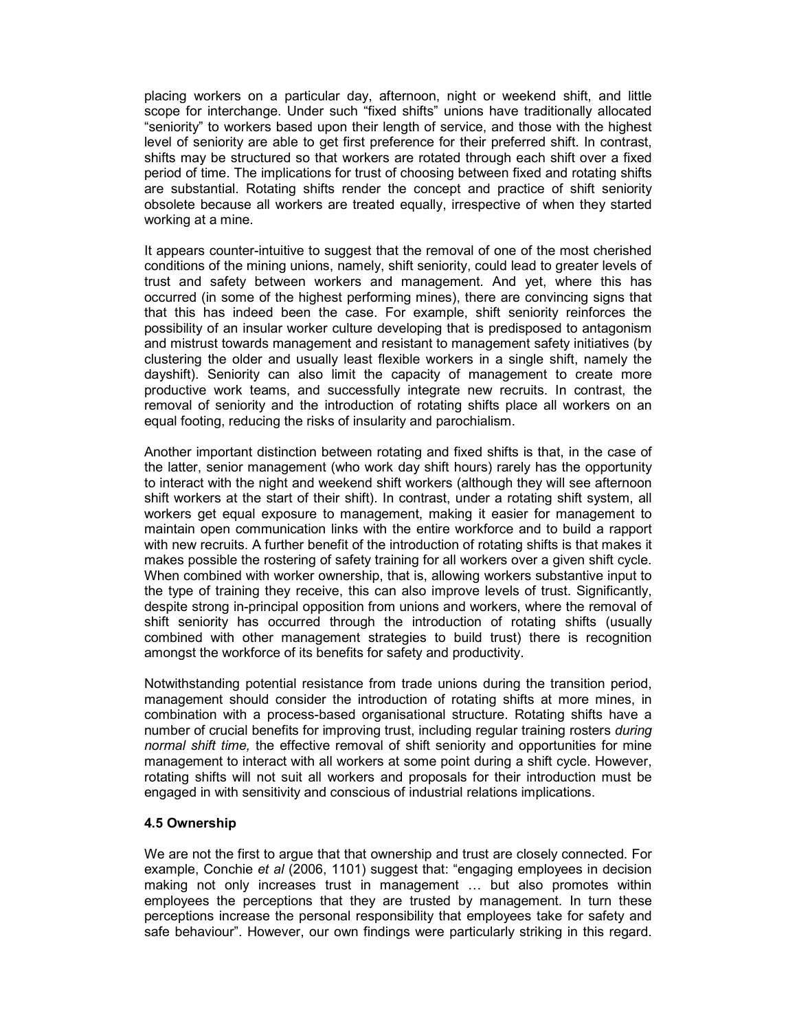placing workers on a particular day, afternoon, night or weekend shift, and little scope for interchange. Under such "fixed shifts" unions have traditionally allocated "seniority" to workers based upon their length of service, and those with the highest level of seniority are able to get first preference for their preferred shift. In contrast, shifts may be structured so that workers are rotated through each shift over a fixed period of time. The implications for trust of choosing between fixed and rotating shifts are substantial. Rotating shifts render the concept and practice of shift seniority obsolete because all workers are treated equally, irrespective of when they started working at a mine.

It appears counter-intuitive to suggest that the removal of one of the most cherished conditions of the mining unions, namely, shift seniority, could lead to greater levels of trust and safety between workers and management. And yet, where this has occurred (in some of the highest performing mines), there are convincing signs that that this has indeed been the case. For example, shift seniority reinforces the possibility of an insular worker culture developing that is predisposed to antagonism and mistrust towards management and resistant to management safety initiatives (by clustering the older and usually least flexible workers in a single shift, namely the dayshift). Seniority can also limit the capacity of management to create more productive work teams, and successfully integrate new recruits. In contrast, the removal of seniority and the introduction of rotating shifts place all workers on an equal footing, reducing the risks of insularity and parochialism.

Another important distinction between rotating and fixed shifts is that, in the case of the latter, senior management (who work day shift hours) rarely has the opportunity to interact with the night and weekend shift workers (although they will see afternoon shift workers at the start of their shift). In contrast, under a rotating shift system, all workers get equal exposure to management, making it easier for management to maintain open communication links with the entire workforce and to build a rapport with new recruits. A further benefit of the introduction of rotating shifts is that makes it makes possible the rostering of safety training for all workers over a given shift cycle. When combined with worker ownership, that is, allowing workers substantive input to the type of training they receive, this can also improve levels of trust. Significantly, despite strong in-principal opposition from unions and workers, where the removal of shift seniority has occurred through the introduction of rotating shifts (usually combined with other management strategies to build trust) there is recognition amongst the workforce of its benefits for safety and productivity.

Notwithstanding potential resistance from trade unions during the transition period, management should consider the introduction of rotating shifts at more mines, in combination with a process-based organisational structure. Rotating shifts have a number of crucial benefits for improving trust, including regular training rosters *during normal shift time,* the effective removal of shift seniority and opportunities for mine management to interact with all workers at some point during a shift cycle. However, rotating shifts will not suit all workers and proposals for their introduction must be engaged in with sensitivity and conscious of industrial relations implications.

### 4.5 Ownership

We are not the first to argue that that ownership and trust are closely connected. For example, Conchie *et al* (2006, 1101) suggest that: "engaging employees in decision making not only increases trust in management … but also promotes within employees the perceptions that they are trusted by management. In turn these perceptions increase the personal responsibility that employees take for safety and safe behaviour". However, our own findings were particularly striking in this regard.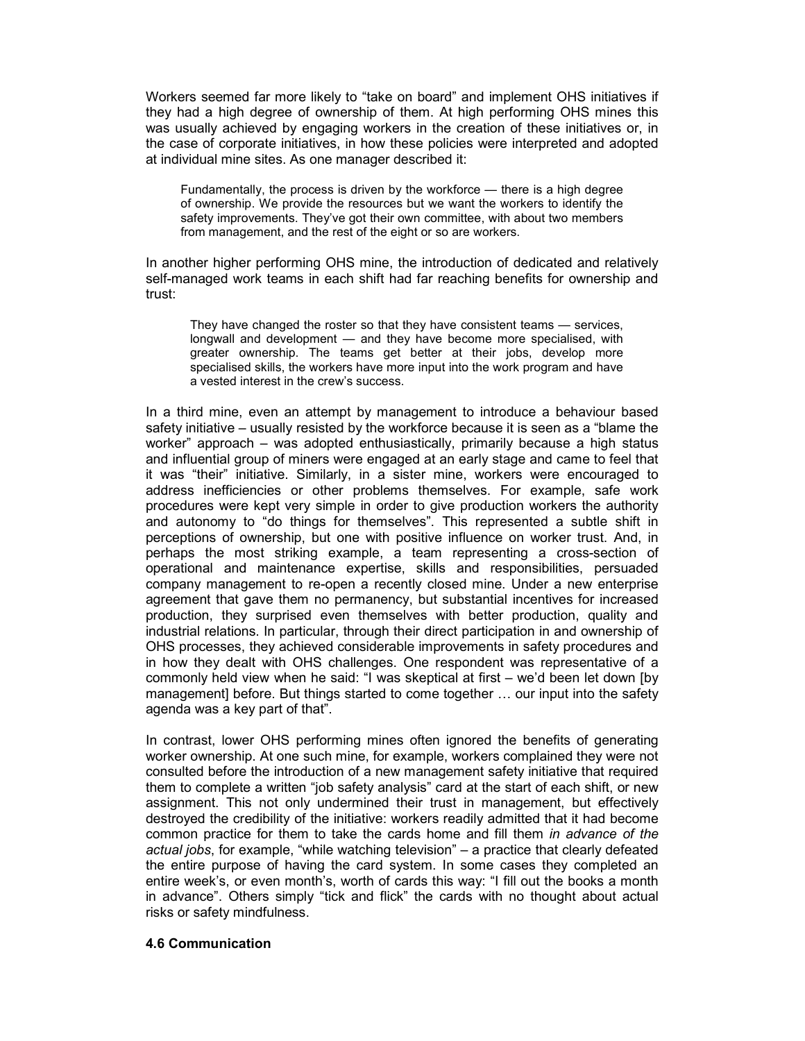Workers seemed far more likely to "take on board" and implement OHS initiatives if they had a high degree of ownership of them. At high performing OHS mines this was usually achieved by engaging workers in the creation of these initiatives or, in the case of corporate initiatives, in how these policies were interpreted and adopted at individual mine sites. As one manager described it:

> Fundamentally, the process is driven by the workforce — there is a high degree of ownership. We provide the resources but we want the workers to identify the safety improvements. They've got their own committee, with about two members from management, and the rest of the eight or so are workers.

In another higher performing OHS mine, the introduction of dedicated and relatively self-managed work teams in each shift had far reaching benefits for ownership and trust:

> They have changed the roster so that they have consistent teams — services, longwall and development — and they have become more specialised, with greater ownership. The teams get better at their jobs, develop more specialised skills, the workers have more input into the work program and have a vested interest in the crew's success.

In a third mine, even an attempt by management to introduce a behaviour based safety initiative – usually resisted by the workforce because it is seen as a "blame the worker" approach – was adopted enthusiastically, primarily because a high status and influential group of miners were engaged at an early stage and came to feel that it was "their" initiative. Similarly, in a sister mine, workers were encouraged to address inefficiencies or other problems themselves. For example, safe work procedures were kept very simple in order to give production workers the authority and autonomy to "do things for themselves". This represented a subtle shift in perceptions of ownership, but one with positive influence on worker trust. And, in perhaps the most striking example, a team representing a cross-section of operational and maintenance expertise, skills and responsibilities, persuaded company management to re-open a recently closed mine. Under a new enterprise agreement that gave them no permanency, but substantial incentives for increased production, they surprised even themselves with better production, quality and industrial relations. In particular, through their direct participation in and ownership of OHS processes, they achieved considerable improvements in safety procedures and in how they dealt with OHS challenges. One respondent was representative of a commonly held view when he said: "I was skeptical at first – we'd been let down [by management] before. But things started to come together … our input into the safety agenda was a key part of that".

In contrast, lower OHS performing mines often ignored the benefits of generating worker ownership. At one such mine, for example, workers complained they were not consulted before the introduction of a new management safety initiative that required them to complete a written "job safety analysis" card at the start of each shift, or new assignment. This not only undermined their trust in management, but effectively destroyed the credibility of the initiative: workers readily admitted that it had become common practice for them to take the cards home and fill them *in advance of the actual jobs*, for example, "while watching television" – a practice that clearly defeated the entire purpose of having the card system. In some cases they completed an entire week's, or even month's, worth of cards this way: "I fill out the books a month in advance". Others simply "tick and flick" the cards with no thought about actual risks or safety mindfulness.

### 4.6 Communication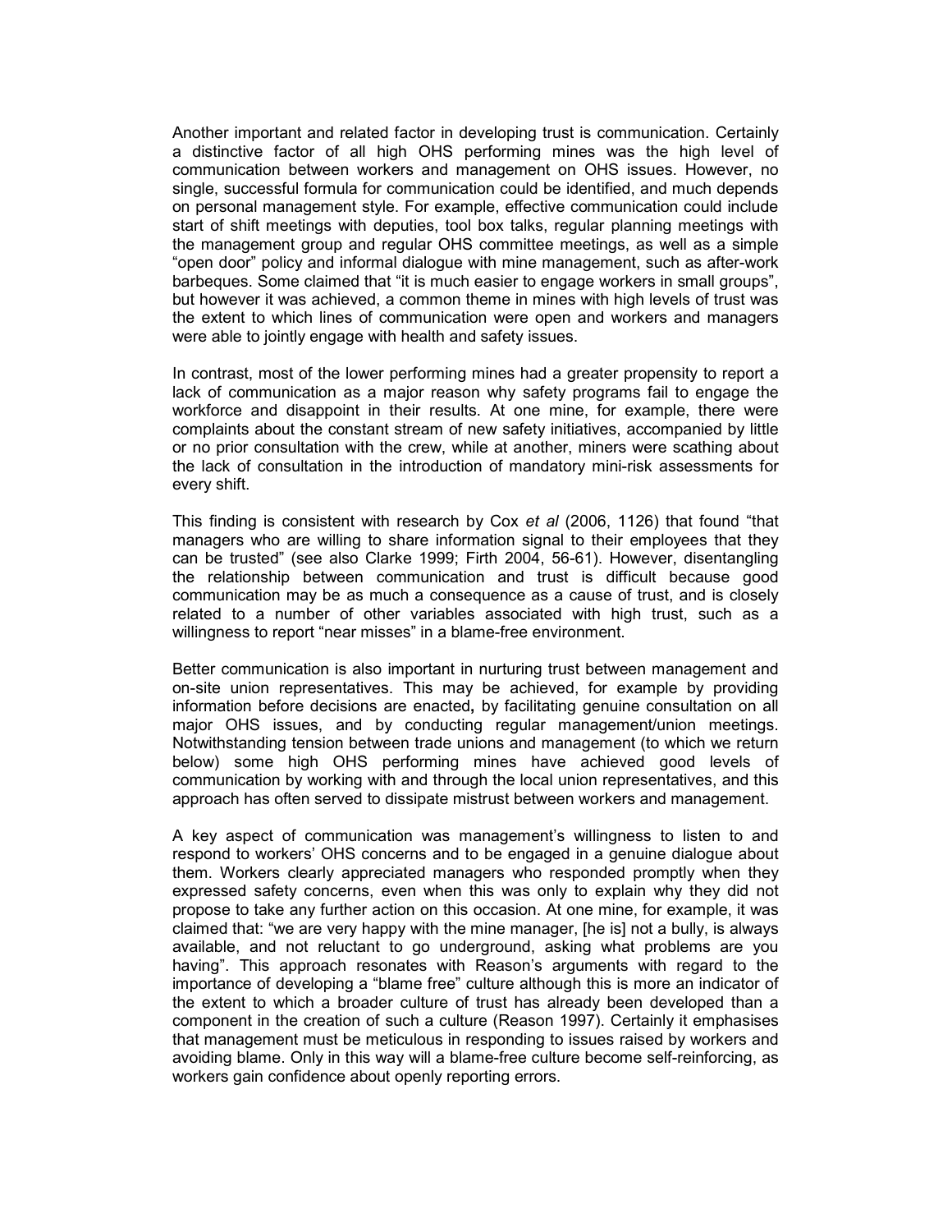Another important and related factor in developing trust is communication. Certainly a distinctive factor of all high OHS performing mines was the high level of communication between workers and management on OHS issues. However, no single, successful formula for communication could be identified, and much depends on personal management style. For example, effective communication could include start of shift meetings with deputies, tool box talks, regular planning meetings with the management group and regular OHS committee meetings, as well as a simple "open door" policy and informal dialogue with mine management, such as after-work barbeques. Some claimed that "it is much easier to engage workers in small groups", but however it was achieved, a common theme in mines with high levels of trust was the extent to which lines of communication were open and workers and managers were able to jointly engage with health and safety issues.

In contrast, most of the lower performing mines had a greater propensity to report a lack of communication as a major reason why safety programs fail to engage the workforce and disappoint in their results. At one mine, for example, there were complaints about the constant stream of new safety initiatives, accompanied by little or no prior consultation with the crew, while at another, miners were scathing about the lack of consultation in the introduction of mandatory mini-risk assessments for every shift.

This finding is consistent with research by Cox *et al* (2006, 1126) that found "that managers who are willing to share information signal to their employees that they can be trusted" (see also Clarke 1999; Firth 2004, 56-61). However, disentangling the relationship between communication and trust is difficult because good communication may be as much a consequence as a cause of trust, and is closely related to a number of other variables associated with high trust, such as a willingness to report "near misses" in a blame-free environment.

Better communication is also important in nurturing trust between management and on-site union representatives. This may be achieved, for example by providing information before decisions are enacted**,** by facilitating genuine consultation on all major OHS issues, and by conducting regular management/union meetings. Notwithstanding tension between trade unions and management (to which we return below) some high OHS performing mines have achieved good levels of communication by working with and through the local union representatives, and this approach has often served to dissipate mistrust between workers and management.

A key aspect of communication was management's willingness to listen to and respond to workers' OHS concerns and to be engaged in a genuine dialogue about them. Workers clearly appreciated managers who responded promptly when they expressed safety concerns, even when this was only to explain why they did not propose to take any further action on this occasion. At one mine, for example, it was claimed that: "we are very happy with the mine manager, [he is] not a bully, is always available, and not reluctant to go underground, asking what problems are you having". This approach resonates with Reason's arguments with regard to the importance of developing a "blame free" culture although this is more an indicator of the extent to which a broader culture of trust has already been developed than a component in the creation of such a culture (Reason 1997). Certainly it emphasises that management must be meticulous in responding to issues raised by workers and avoiding blame. Only in this way will a blame-free culture become self-reinforcing, as workers gain confidence about openly reporting errors.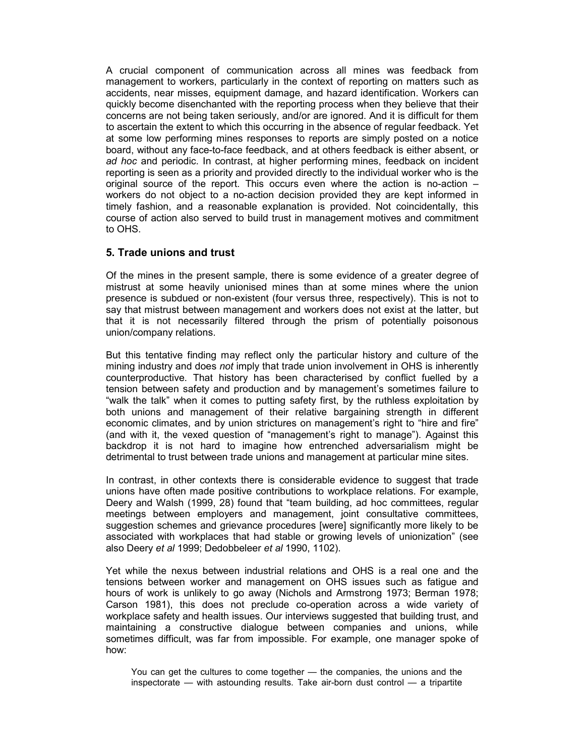A crucial component of communication across all mines was feedback from management to workers, particularly in the context of reporting on matters such as accidents, near misses, equipment damage, and hazard identification. Workers can quickly become disenchanted with the reporting process when they believe that their concerns are not being taken seriously, and/or are ignored. And it is difficult for them to ascertain the extent to which this occurring in the absence of regular feedback. Yet at some low performing mines responses to reports are simply posted on a notice board, without any face-to-face feedback, and at others feedback is either absent, or *ad hoc* and periodic. In contrast, at higher performing mines, feedback on incident reporting is seen as a priority and provided directly to the individual worker who is the original source of the report. This occurs even where the action is no-action – workers do not object to a no-action decision provided they are kept informed in timely fashion, and a reasonable explanation is provided. Not coincidentally, this course of action also served to build trust in management motives and commitment to OHS.

## 5. Trade unions and trust

Of the mines in the present sample, there is some evidence of a greater degree of mistrust at some heavily unionised mines than at some mines where the union presence is subdued or non-existent (four versus three, respectively). This is not to say that mistrust between management and workers does not exist at the latter, but that it is not necessarily filtered through the prism of potentially poisonous union/company relations.

But this tentative finding may reflect only the particular history and culture of the mining industry and does *not* imply that trade union involvement in OHS is inherently counterproductive. That history has been characterised by conflict fuelled by a tension between safety and production and by management's sometimes failure to "walk the talk" when it comes to putting safety first, by the ruthless exploitation by both unions and management of their relative bargaining strength in different economic climates, and by union strictures on management's right to "hire and fire" (and with it, the vexed question of "management's right to manage"). Against this backdrop it is not hard to imagine how entrenched adversarialism might be detrimental to trust between trade unions and management at particular mine sites.

In contrast, in other contexts there is considerable evidence to suggest that trade unions have often made positive contributions to workplace relations. For example, Deery and Walsh (1999, 28) found that "team building, ad hoc committees, regular meetings between employers and management, joint consultative committees, suggestion schemes and grievance procedures [were] significantly more likely to be associated with workplaces that had stable or growing levels of unionization" (see also Deery *et al* 1999; Dedobbeleer *et al* 1990, 1102).

Yet while the nexus between industrial relations and OHS is a real one and the tensions between worker and management on OHS issues such as fatigue and hours of work is unlikely to go away (Nichols and Armstrong 1973; Berman 1978; Carson 1981), this does not preclude co-operation across a wide variety of workplace safety and health issues. Our interviews suggested that building trust, and maintaining a constructive dialogue between companies and unions, while sometimes difficult, was far from impossible. For example, one manager spoke of how:

> You can get the cultures to come together — the companies, the unions and the inspectorate — with astounding results. Take air-born dust control — a tripartite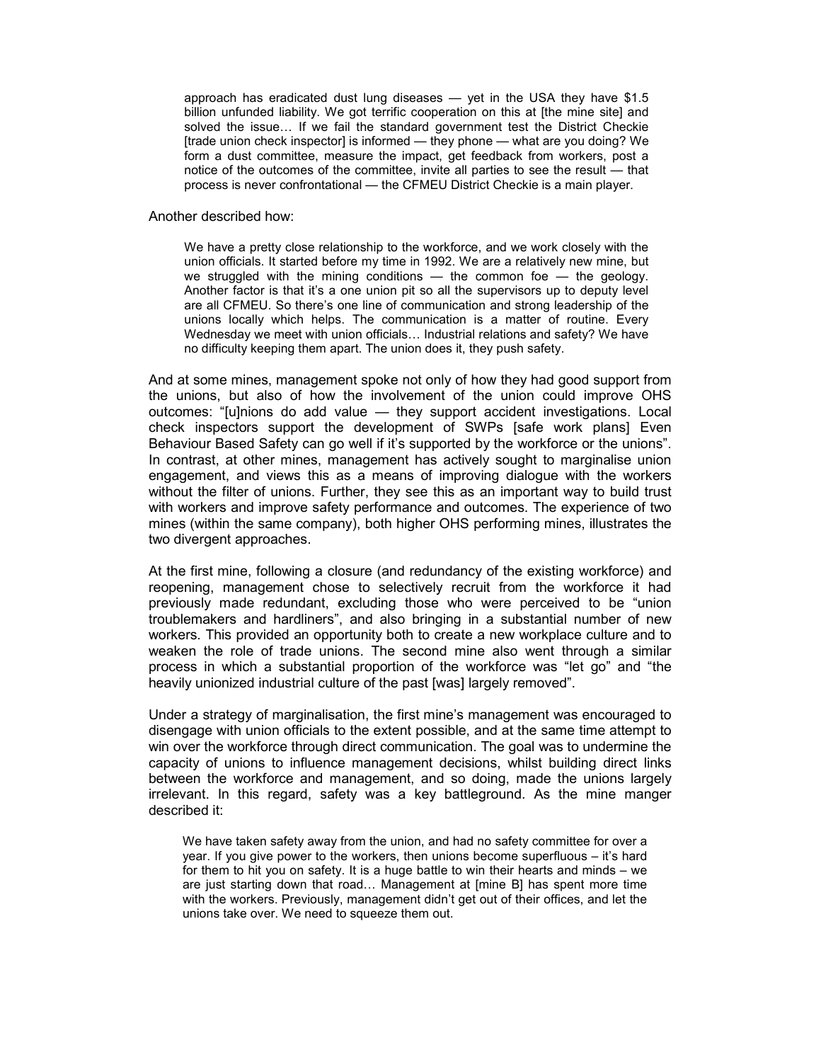> approach has eradicated dust lung diseases — yet in the USA they have $1.5 billion unfunded liability. We got terrific cooperation on this at [the mine site] and solved the issue… If we fail the standard government test the District Checkie [trade union check inspector] is informed — they phone — what are you doing? We form a dust committee, measure the impact, get feedback from workers, post a notice of the outcomes of the committee, invite all parties to see the result — that process is never confrontational — the CFMEU District Checkie is a main player.

Another described how:

> We have a pretty close relationship to the workforce, and we work closely with the union officials. It started before my time in 1992. We are a relatively new mine, but we struggled with the mining conditions — the common foe — the geology. Another factor is that it's a one union pit so all the supervisors up to deputy level are all CFMEU. So there's one line of communication and strong leadership of the unions locally which helps. The communication is a matter of routine. Every Wednesday we meet with union officials… Industrial relations and safety? We have no difficulty keeping them apart. The union does it, they push safety.

And at some mines, management spoke not only of how they had good support from the unions, but also of how the involvement of the union could improve OHS outcomes: "[u]nions do add value — they support accident investigations. Local check inspectors support the development of SWPs [safe work plans] Even Behaviour Based Safety can go well if it's supported by the workforce or the unions". In contrast, at other mines, management has actively sought to marginalise union engagement, and views this as a means of improving dialogue with the workers without the filter of unions. Further, they see this as an important way to build trust with workers and improve safety performance and outcomes. The experience of two mines (within the same company), both higher OHS performing mines, illustrates the two divergent approaches.

At the first mine, following a closure (and redundancy of the existing workforce) and reopening, management chose to selectively recruit from the workforce it had previously made redundant, excluding those who were perceived to be "union troublemakers and hardliners", and also bringing in a substantial number of new workers. This provided an opportunity both to create a new workplace culture and to weaken the role of trade unions. The second mine also went through a similar process in which a substantial proportion of the workforce was "let go" and "the heavily unionized industrial culture of the past [was] largely removed".

Under a strategy of marginalisation, the first mine's management was encouraged to disengage with union officials to the extent possible, and at the same time attempt to win over the workforce through direct communication. The goal was to undermine the capacity of unions to influence management decisions, whilst building direct links between the workforce and management, and so doing, made the unions largely irrelevant. In this regard, safety was a key battleground. As the mine manger described it:

> We have taken safety away from the union, and had no safety committee for over a year. If you give power to the workers, then unions become superfluous – it's hard for them to hit you on safety. It is a huge battle to win their hearts and minds – we are just starting down that road… Management at [mine B] has spent more time with the workers. Previously, management didn't get out of their offices, and let the unions take over. We need to squeeze them out.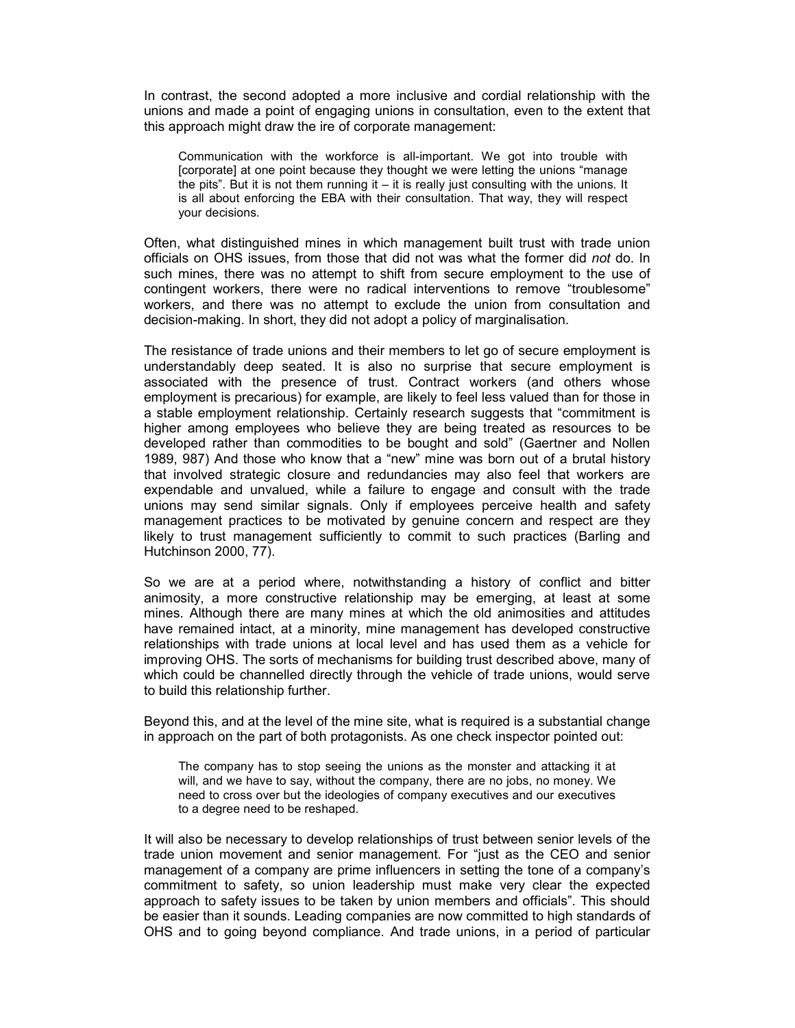In contrast, the second adopted a more inclusive and cordial relationship with the unions and made a point of engaging unions in consultation, even to the extent that this approach might draw the ire of corporate management:

> Communication with the workforce is all-important. We got into trouble with [corporate] at one point because they thought we were letting the unions "manage the pits". But it is not them running it – it is really just consulting with the unions. It is all about enforcing the EBA with their consultation. That way, they will respect your decisions.

Often, what distinguished mines in which management built trust with trade union officials on OHS issues, from those that did not was what the former did *not* do. In such mines, there was no attempt to shift from secure employment to the use of contingent workers, there were no radical interventions to remove "troublesome" workers, and there was no attempt to exclude the union from consultation and decision-making. In short, they did not adopt a policy of marginalisation.

The resistance of trade unions and their members to let go of secure employment is understandably deep seated. It is also no surprise that secure employment is associated with the presence of trust. Contract workers (and others whose employment is precarious) for example, are likely to feel less valued than for those in a stable employment relationship. Certainly research suggests that "commitment is higher among employees who believe they are being treated as resources to be developed rather than commodities to be bought and sold" (Gaertner and Nollen 1989, 987) And those who know that a "new" mine was born out of a brutal history that involved strategic closure and redundancies may also feel that workers are expendable and unvalued, while a failure to engage and consult with the trade unions may send similar signals. Only if employees perceive health and safety management practices to be motivated by genuine concern and respect are they likely to trust management sufficiently to commit to such practices (Barling and Hutchinson 2000, 77).

So we are at a period where, notwithstanding a history of conflict and bitter animosity, a more constructive relationship may be emerging, at least at some mines. Although there are many mines at which the old animosities and attitudes have remained intact, at a minority, mine management has developed constructive relationships with trade unions at local level and has used them as a vehicle for improving OHS. The sorts of mechanisms for building trust described above, many of which could be channelled directly through the vehicle of trade unions, would serve to build this relationship further.

Beyond this, and at the level of the mine site, what is required is a substantial change in approach on the part of both protagonists. As one check inspector pointed out:

> The company has to stop seeing the unions as the monster and attacking it at will, and we have to say, without the company, there are no jobs, no money. We need to cross over but the ideologies of company executives and our executives to a degree need to be reshaped.

It will also be necessary to develop relationships of trust between senior levels of the trade union movement and senior management. For "just as the CEO and senior management of a company are prime influencers in setting the tone of a company's commitment to safety, so union leadership must make very clear the expected approach to safety issues to be taken by union members and officials". This should be easier than it sounds. Leading companies are now committed to high standards of OHS and to going beyond compliance. And trade unions, in a period of particular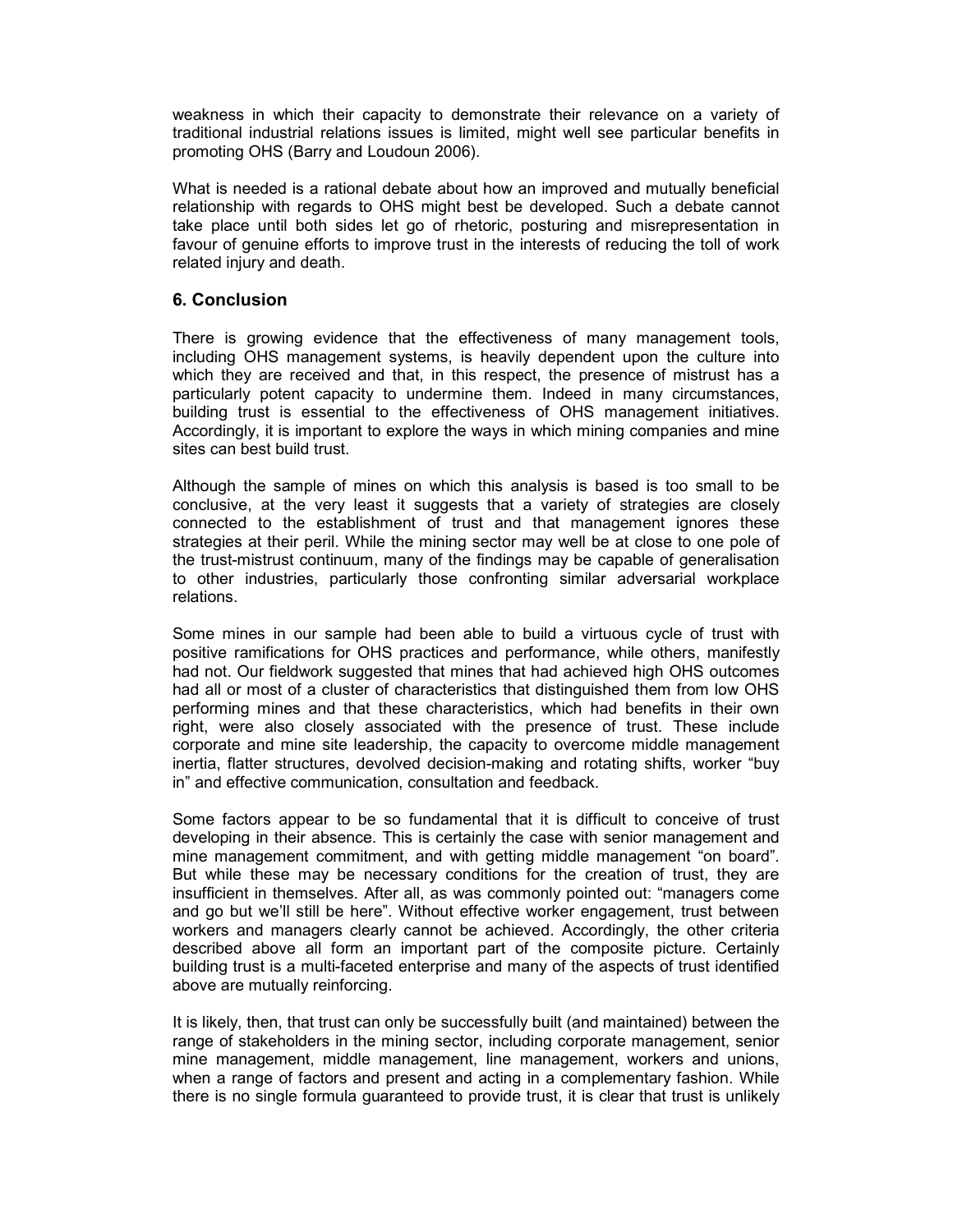weakness in which their capacity to demonstrate their relevance on a variety of traditional industrial relations issues is limited, might well see particular benefits in promoting OHS (Barry and Loudoun 2006).

What is needed is a rational debate about how an improved and mutually beneficial relationship with regards to OHS might best be developed. Such a debate cannot take place until both sides let go of rhetoric, posturing and misrepresentation in favour of genuine efforts to improve trust in the interests of reducing the toll of work related injury and death.

## 6. Conclusion

There is growing evidence that the effectiveness of many management tools, including OHS management systems, is heavily dependent upon the culture into which they are received and that, in this respect, the presence of mistrust has a particularly potent capacity to undermine them. Indeed in many circumstances, building trust is essential to the effectiveness of OHS management initiatives. Accordingly, it is important to explore the ways in which mining companies and mine sites can best build trust.

Although the sample of mines on which this analysis is based is too small to be conclusive, at the very least it suggests that a variety of strategies are closely connected to the establishment of trust and that management ignores these strategies at their peril. While the mining sector may well be at close to one pole of the trust-mistrust continuum, many of the findings may be capable of generalisation to other industries, particularly those confronting similar adversarial workplace relations.

Some mines in our sample had been able to build a virtuous cycle of trust with positive ramifications for OHS practices and performance, while others, manifestly had not. Our fieldwork suggested that mines that had achieved high OHS outcomes had all or most of a cluster of characteristics that distinguished them from low OHS performing mines and that these characteristics, which had benefits in their own right, were also closely associated with the presence of trust. These include corporate and mine site leadership, the capacity to overcome middle management inertia, flatter structures, devolved decision-making and rotating shifts, worker "buy in" and effective communication, consultation and feedback.

Some factors appear to be so fundamental that it is difficult to conceive of trust developing in their absence. This is certainly the case with senior management and mine management commitment, and with getting middle management "on board". But while these may be necessary conditions for the creation of trust, they are insufficient in themselves. After all, as was commonly pointed out: "managers come and go but we'll still be here". Without effective worker engagement, trust between workers and managers clearly cannot be achieved. Accordingly, the other criteria described above all form an important part of the composite picture. Certainly building trust is a multi-faceted enterprise and many of the aspects of trust identified above are mutually reinforcing.

It is likely, then, that trust can only be successfully built (and maintained) between the range of stakeholders in the mining sector, including corporate management, senior mine management, middle management, line management, workers and unions, when a range of factors and present and acting in a complementary fashion. While there is no single formula guaranteed to provide trust, it is clear that trust is unlikely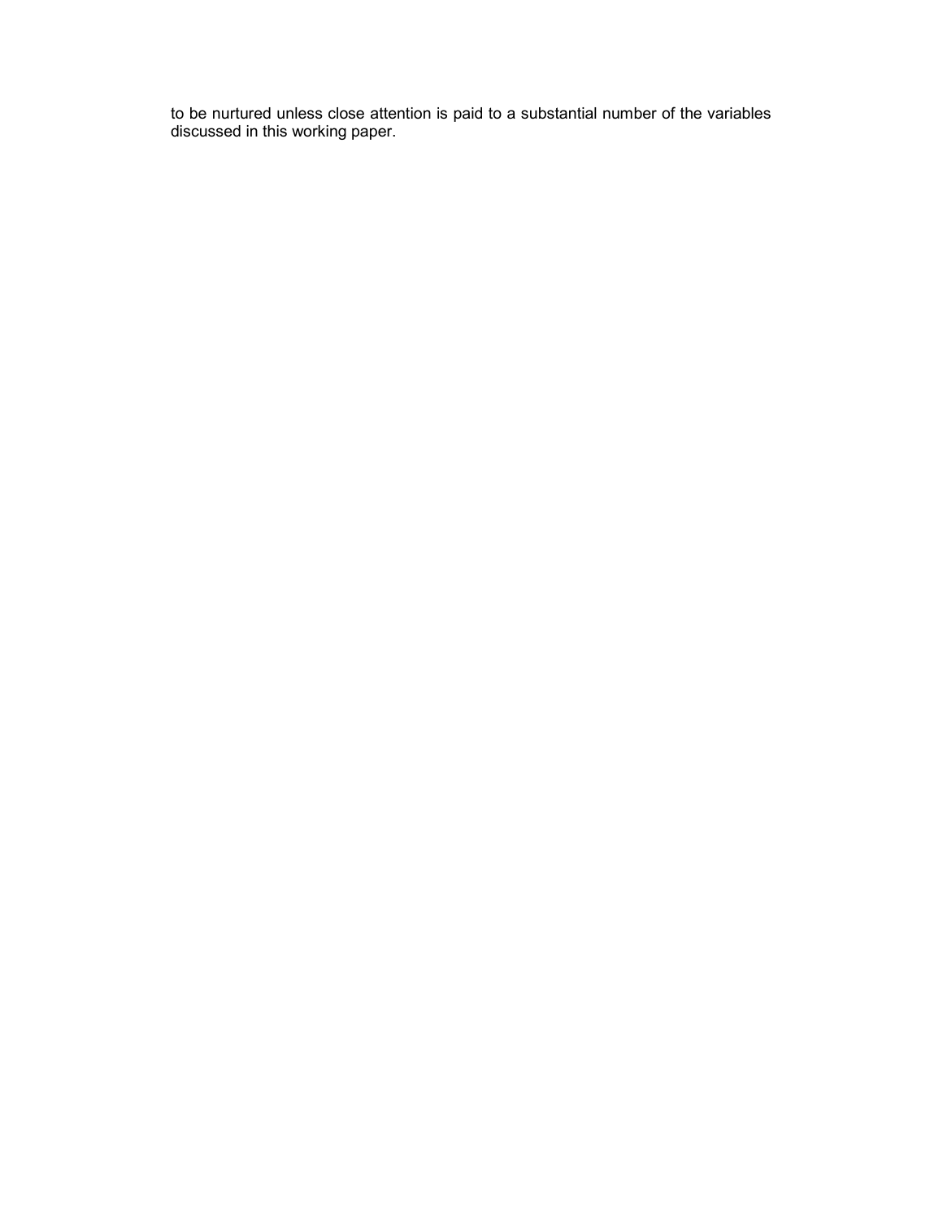to be nurtured unless close attention is paid to a substantial number of the variables discussed in this working paper.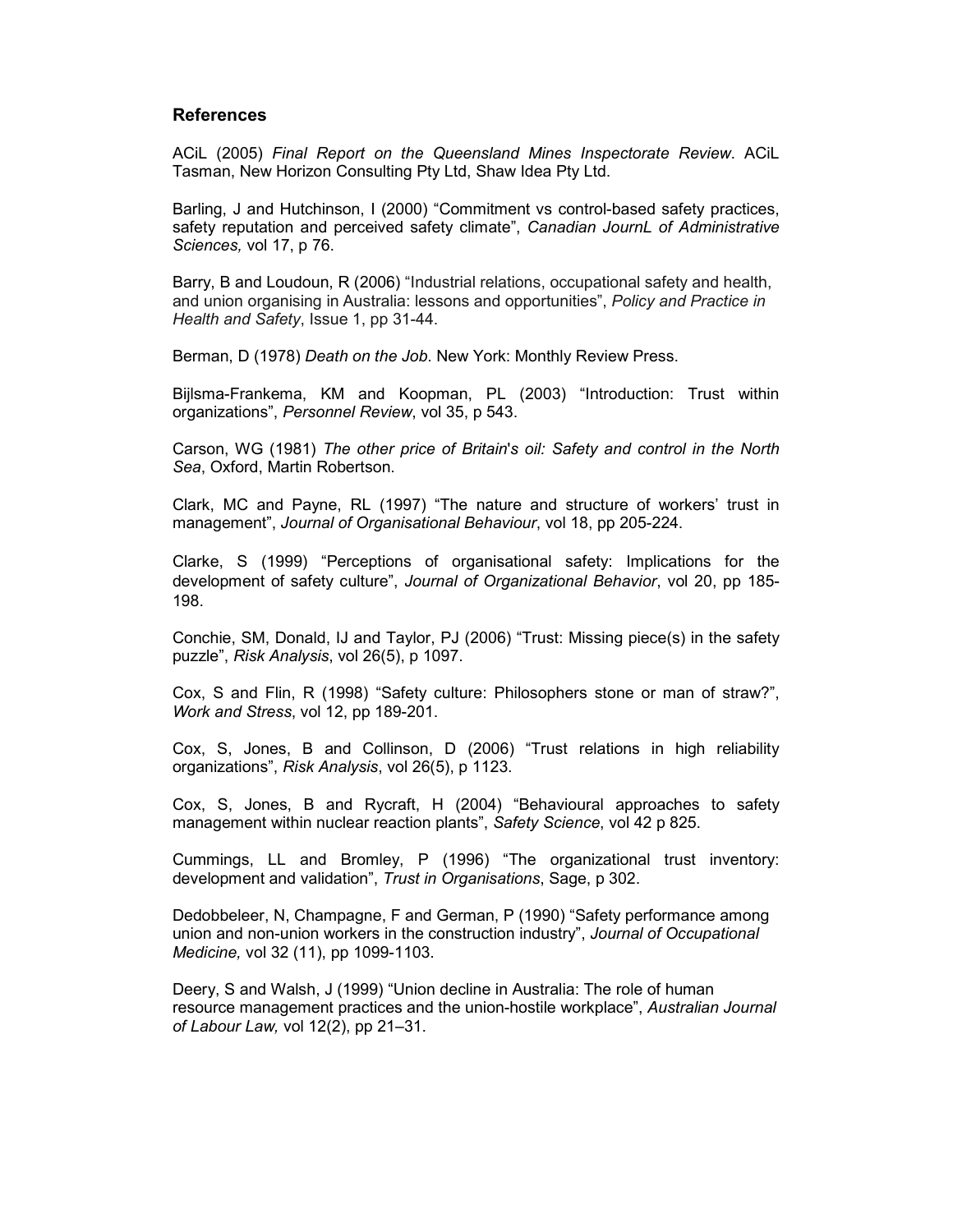## References

ACiL (2005) *Final Report on the Queensland Mines Inspectorate Review*. ACiL Tasman, New Horizon Consulting Pty Ltd, Shaw Idea Pty Ltd.

Barling, J and Hutchinson, I (2000) "Commitment vs control-based safety practices, safety reputation and perceived safety climate", *Canadian JournL of Administrative Sciences,* vol 17, p 76.

Barry, B and Loudoun, R (2006) "Industrial relations, occupational safety and health, and union organising in Australia: lessons and opportunities", *Policy and Practice in Health and Safety*, Issue 1, pp 31-44.

Berman, D (1978) *Death on the Job*. New York: Monthly Review Press.

Bijlsma-Frankema, KM and Koopman, PL (2003) "Introduction: Trust within organizations", *Personnel Review*, vol 35, p 543.

Carson, WG (1981) *The other price of Britain's oil: Safety and control in the North Sea*, Oxford, Martin Robertson.

Clark, MC and Payne, RL (1997) "The nature and structure of workers' trust in management", *Journal of Organisational Behaviour*, vol 18, pp 205-224.

Clarke, S (1999) "Perceptions of organisational safety: Implications for the development of safety culture", *Journal of Organizational Behavior*, vol 20, pp 185-198.

Conchie, SM, Donald, IJ and Taylor, PJ (2006) "Trust: Missing piece(s) in the safety puzzle", *Risk Analysis*, vol 26(5), p 1097.

Cox, S and Flin, R (1998) "Safety culture: Philosophers stone or man of straw?", *Work and Stress*, vol 12, pp 189-201.

Cox, S, Jones, B and Collinson, D (2006) "Trust relations in high reliability organizations", *Risk Analysis*, vol 26(5), p 1123.

Cox, S, Jones, B and Rycraft, H (2004) "Behavioural approaches to safety management within nuclear reaction plants", *Safety Science*, vol 42 p 825.

Cummings, LL and Bromley, P (1996) "The organizational trust inventory: development and validation", *Trust in Organisations*, Sage, p 302.

Dedobbeleer, N, Champagne, F and German, P (1990) "Safety performance among union and non-union workers in the construction industry", *Journal of Occupational Medicine,* vol 32 (11), pp 1099-1103.

Deery, S and Walsh, J (1999) "Union decline in Australia: The role of human resource management practices and the union-hostile workplace", *Australian Journal of Labour Law,* vol 12(2), pp 21–31.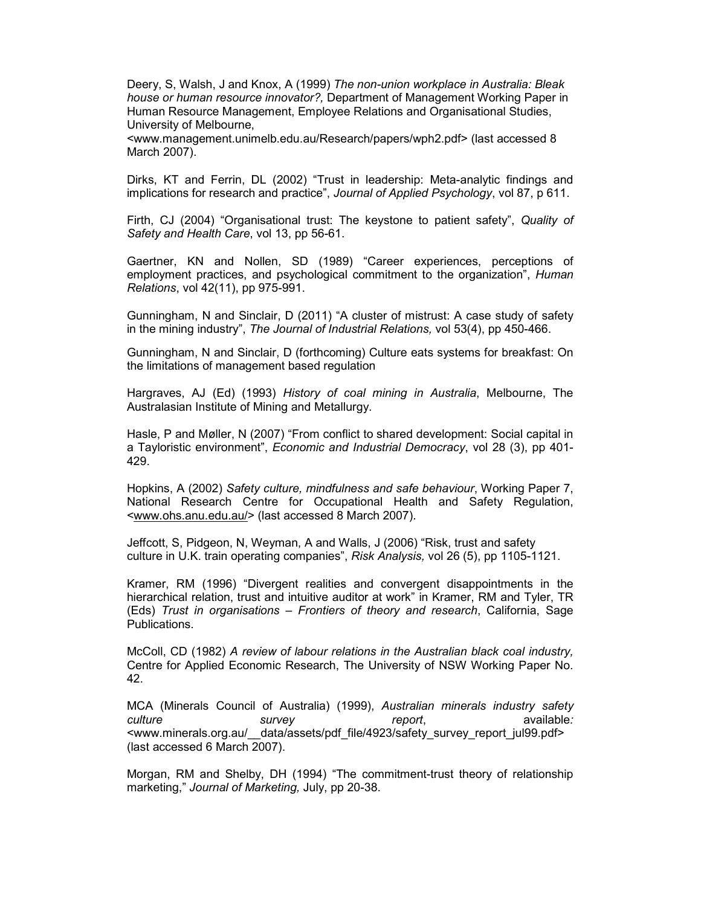Deery, S, Walsh, J and Knox, A (1999) *The non-union workplace in Australia: Bleak house or human resource innovator?,* Department of Management Working Paper in Human Resource Management, Employee Relations and Organisational Studies, University of Melbourne, <www.management.unimelb.edu.au/Research/papers/wph2.pdf> (last accessed 8 March 2007).

Dirks, KT and Ferrin, DL (2002) "Trust in leadership: Meta-analytic findings and implications for research and practice", *Journal of Applied Psychology*, vol 87, p 611.

Firth, CJ (2004) "Organisational trust: The keystone to patient safety", *Quality of Safety and Health Care*, vol 13, pp 56-61.

Gaertner, KN and Nollen, SD (1989) "Career experiences, perceptions of employment practices, and psychological commitment to the organization", *Human Relations*, vol 42(11), pp 975-991.

Gunningham, N and Sinclair, D (2011) "A cluster of mistrust: A case study of safety in the mining industry", *The Journal of Industrial Relations,* vol 53(4), pp 450-466.

Gunningham, N and Sinclair, D (forthcoming) Culture eats systems for breakfast: On the limitations of management based regulation

Hargraves, AJ (Ed) (1993) *History of coal mining in Australia*, Melbourne, The Australasian Institute of Mining and Metallurgy.

Hasle, P and Møller, N (2007) "From conflict to shared development: Social capital in a Tayloristic environment", *Economic and Industrial Democracy*, vol 28 (3), pp 401-429.

Hopkins, A (2002) *Safety culture, mindfulness and safe behaviour*, Working Paper 7, National Research Centre for Occupational Health and Safety Regulation, <www.ohs.anu.edu.au/> (last accessed 8 March 2007).

Jeffcott, S, Pidgeon, N, Weyman, A and Walls, J (2006) "Risk, trust and safety culture in U.K. train operating companies", *Risk Analysis,* vol 26 (5), pp 1105-1121.

Kramer, RM (1996) "Divergent realities and convergent disappointments in the hierarchical relation, trust and intuitive auditor at work" in Kramer, RM and Tyler, TR (Eds) *Trust in organisations – Frontiers of theory and research*, California, Sage Publications.

McColl, CD (1982) *A review of labour relations in the Australian black coal industry,* Centre for Applied Economic Research, The University of NSW Working Paper No. 42.

MCA (Minerals Council of Australia) (1999), *Australian minerals industry safety culture survey report*, available*:* <www.minerals.org.au/__data/assets/pdf_file/4923/safety_survey_report_jul99.pdf> (last accessed 6 March 2007).

Morgan, RM and Shelby, DH (1994) "The commitment-trust theory of relationship marketing," *Journal of Marketing,* July, pp 20-38.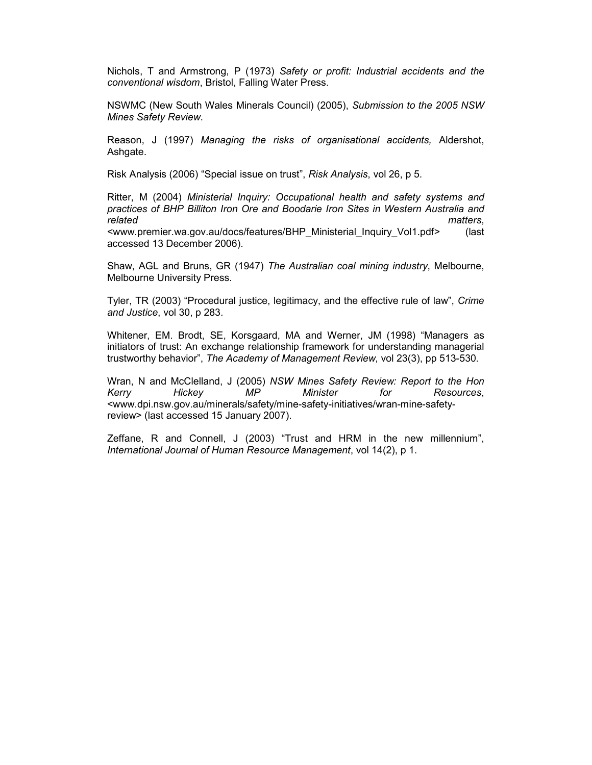Nichols, T and Armstrong, P (1973) *Safety or profit: Industrial accidents and the conventional wisdom*, Bristol, Falling Water Press.

NSWMC (New South Wales Minerals Council) (2005), *Submission to the 2005 NSW Mines Safety Review*.

Reason, J (1997) *Managing the risks of organisational accidents,* Aldershot, Ashgate.

Risk Analysis (2006) "Special issue on trust", *Risk Analysis*, vol 26, p 5.

Ritter, M (2004) *Ministerial Inquiry: Occupational health and safety systems and practices of BHP Billiton Iron Ore and Boodarie Iron Sites in Western Australia and related matters*, <www.premier.wa.gov.au/docs/features/BHP_Ministerial_Inquiry_Vol1.pdf> (last accessed 13 December 2006).

Shaw, AGL and Bruns, GR (1947) *The Australian coal mining industry*, Melbourne, Melbourne University Press.

Tyler, TR (2003) "Procedural justice, legitimacy, and the effective rule of law", *Crime and Justice*, vol 30, p 283.

Whitener, EM. Brodt, SE, Korsgaard, MA and Werner, JM (1998) "Managers as initiators of trust: An exchange relationship framework for understanding managerial trustworthy behavior", *The Academy of Management Review*, vol 23(3), pp 513-530.

Wran, N and McClelland, J (2005) *NSW Mines Safety Review: Report to the Hon Kerry Hickey MP Minister for Resources*, <www.dpi.nsw.gov.au/minerals/safety/mine-safety-initiatives/wran-mine-safety-review> (last accessed 15 January 2007).

Zeffane, R and Connell, J (2003) "Trust and HRM in the new millennium", *International Journal of Human Resource Management*, vol 14(2), p 1.